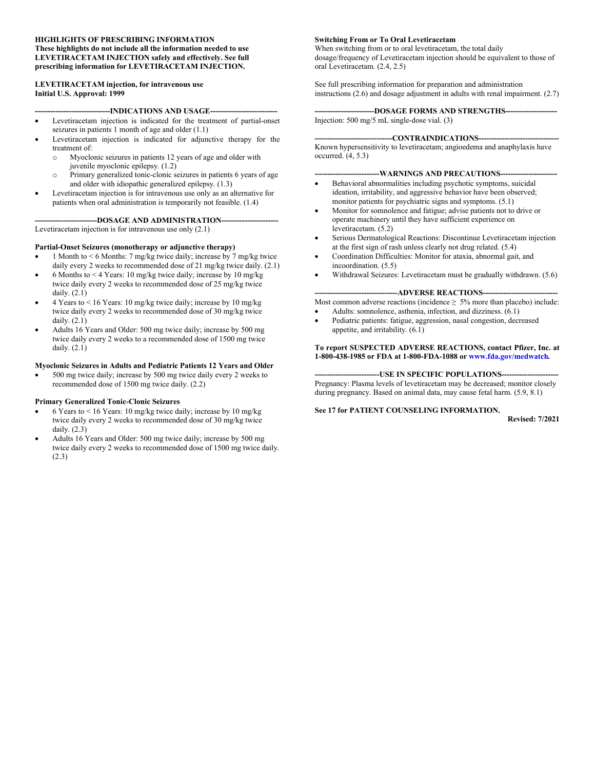**HIGHLIGHTS OF PRESCRIBING INFORMATION**
**These highlights do not include all the information needed to use LEVETIRACETAM INJECTION safely and effectively. See full prescribing information for LEVETIRACETAM INJECTION.**

**LEVETIRACETAM injection, for intravenous use**
**Initial U.S. Approval: 1999**

## INDICATIONS AND USAGE

- Levetiracetam injection is indicated for the treatment of partial-onset seizures in patients 1 month of age and older (1.1)
- Levetiracetam injection is indicated for adjunctive therapy for the treatment of:
  - Myoclonic seizures in patients 12 years of age and older with juvenile myoclonic epilepsy. (1.2)
  - Primary generalized tonic-clonic seizures in patients 6 years of age and older with idiopathic generalized epilepsy. (1.3)
- Levetiracetam injection is for intravenous use only as an alternative for patients when oral administration is temporarily not feasible. (1.4)

## DOSAGE AND ADMINISTRATION

Levetiracetam injection is for intravenous use only (2.1)

**Partial-Onset Seizures (monotherapy or adjunctive therapy)**

- 1 Month to < 6 Months: 7 mg/kg twice daily; increase by 7 mg/kg twice daily every 2 weeks to recommended dose of 21 mg/kg twice daily. (2.1)
- 6 Months to < 4 Years: 10 mg/kg twice daily; increase by 10 mg/kg twice daily every 2 weeks to recommended dose of 25 mg/kg twice daily. (2.1)
- 4 Years to < 16 Years: 10 mg/kg twice daily; increase by 10 mg/kg twice daily every 2 weeks to recommended dose of 30 mg/kg twice daily. (2.1)
- Adults 16 Years and Older: 500 mg twice daily; increase by 500 mg twice daily every 2 weeks to a recommended dose of 1500 mg twice daily. (2.1)

**Myoclonic Seizures in Adults and Pediatric Patients 12 Years and Older**

- 500 mg twice daily; increase by 500 mg twice daily every 2 weeks to recommended dose of 1500 mg twice daily. (2.2)

**Primary Generalized Tonic-Clonic Seizures**

- 6 Years to < 16 Years: 10 mg/kg twice daily; increase by 10 mg/kg twice daily every 2 weeks to recommended dose of 30 mg/kg twice daily. (2.3)
- Adults 16 Years and Older: 500 mg twice daily; increase by 500 mg twice daily every 2 weeks to recommended dose of 1500 mg twice daily. (2.3)

**Switching From or To Oral Levetiracetam**

When switching from or to oral levetiracetam, the total daily dosage/frequency of Levetiracetam injection should be equivalent to those of oral Levetiracetam. (2.4, 2.5)

See full prescribing information for preparation and administration instructions (2.6) and dosage adjustment in adults with renal impairment. (2.7)

## DOSAGE FORMS AND STRENGTHS

Injection: 500 mg/5 mL single-dose vial. (3)

## CONTRAINDICATIONS

Known hypersensitivity to levetiracetam; angioedema and anaphylaxis have occurred. (4, 5.3)

## WARNINGS AND PRECAUTIONS

- Behavioral abnormalities including psychotic symptoms, suicidal ideation, irritability, and aggressive behavior have been observed; monitor patients for psychiatric signs and symptoms. (5.1)
- Monitor for somnolence and fatigue; advise patients not to drive or operate machinery until they have sufficient experience on levetiracetam. (5.2)
- Serious Dermatological Reactions: Discontinue Levetiracetam injection at the first sign of rash unless clearly not drug related. (5.4)
- Coordination Difficulties: Monitor for ataxia, abnormal gait, and incoordination. (5.5)
- Withdrawal Seizures: Levetiracetam must be gradually withdrawn. (5.6)

## ADVERSE REACTIONS

Most common adverse reactions (incidence ≥ 5% more than placebo) include:

- Adults: somnolence, asthenia, infection, and dizziness. (6.1)
- Pediatric patients: fatigue, aggression, nasal congestion, decreased appetite, and irritability. (6.1)

**To report SUSPECTED ADVERSE REACTIONS, contact Pfizer, Inc. at 1-800-438-1985 or FDA at 1-800-FDA-1088 or www.fda.gov/medwatch.**

## USE IN SPECIFIC POPULATIONS

Pregnancy: Plasma levels of levetiracetam may be decreased; monitor closely during pregnancy. Based on animal data, may cause fetal harm. (5.9, 8.1)

**See 17 for PATIENT COUNSELING INFORMATION.**

**Revised: 7/2021**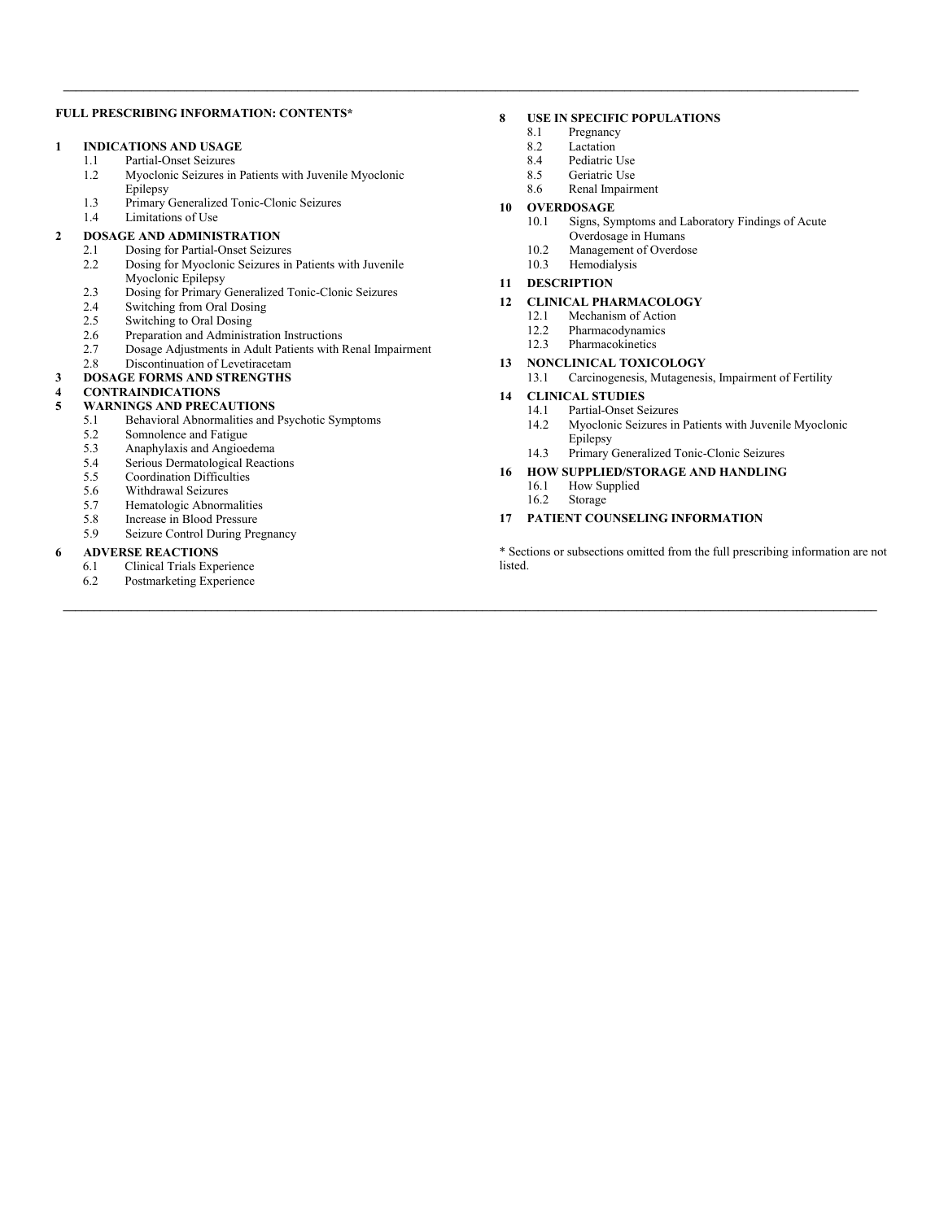**FULL PRESCRIBING INFORMATION: CONTENTS***

**1 INDICATIONS AND USAGE**
- 1.1 Partial-Onset Seizures
- 1.2 Myoclonic Seizures in Patients with Juvenile Myoclonic Epilepsy
- 1.3 Primary Generalized Tonic-Clonic Seizures
- 1.4 Limitations of Use

**2 DOSAGE AND ADMINISTRATION**
- 2.1 Dosing for Partial-Onset Seizures
- 2.2 Dosing for Myoclonic Seizures in Patients with Juvenile Myoclonic Epilepsy
- 2.3 Dosing for Primary Generalized Tonic-Clonic Seizures
- 2.4 Switching from Oral Dosing
- 2.5 Switching to Oral Dosing
- 2.6 Preparation and Administration Instructions
- 2.7 Dosage Adjustments in Adult Patients with Renal Impairment
- 2.8 Discontinuation of Levetiracetam

**3 DOSAGE FORMS AND STRENGTHS**

**4 CONTRAINDICATIONS**

**5 WARNINGS AND PRECAUTIONS**
- 5.1 Behavioral Abnormalities and Psychotic Symptoms
- 5.2 Somnolence and Fatigue
- 5.3 Anaphylaxis and Angioedema
- 5.4 Serious Dermatological Reactions
- 5.5 Coordination Difficulties
- 5.6 Withdrawal Seizures
- 5.7 Hematologic Abnormalities
- 5.8 Increase in Blood Pressure
- 5.9 Seizure Control During Pregnancy

**6 ADVERSE REACTIONS**
- 6.1 Clinical Trials Experience
- 6.2 Postmarketing Experience

**8 USE IN SPECIFIC POPULATIONS**
- 8.1 Pregnancy
- 8.2 Lactation
- 8.4 Pediatric Use
- 8.5 Geriatric Use
- 8.6 Renal Impairment

**10 OVERDOSAGE**
- 10.1 Signs, Symptoms and Laboratory Findings of Acute Overdosage in Humans
- 10.2 Management of Overdose
- 10.3 Hemodialysis

**11 DESCRIPTION**

**12 CLINICAL PHARMACOLOGY**
- 12.1 Mechanism of Action
- 12.2 Pharmacodynamics
- 12.3 Pharmacokinetics

**13 NONCLINICAL TOXICOLOGY**
- 13.1 Carcinogenesis, Mutagenesis, Impairment of Fertility

**14 CLINICAL STUDIES**
- 14.1 Partial-Onset Seizures
- 14.2 Myoclonic Seizures in Patients with Juvenile Myoclonic Epilepsy
- 14.3 Primary Generalized Tonic-Clonic Seizures

**16 HOW SUPPLIED/STORAGE AND HANDLING**
- 16.1 How Supplied
- 16.2 Storage

**17 PATIENT COUNSELING INFORMATION**

* Sections or subsections omitted from the full prescribing information are not listed.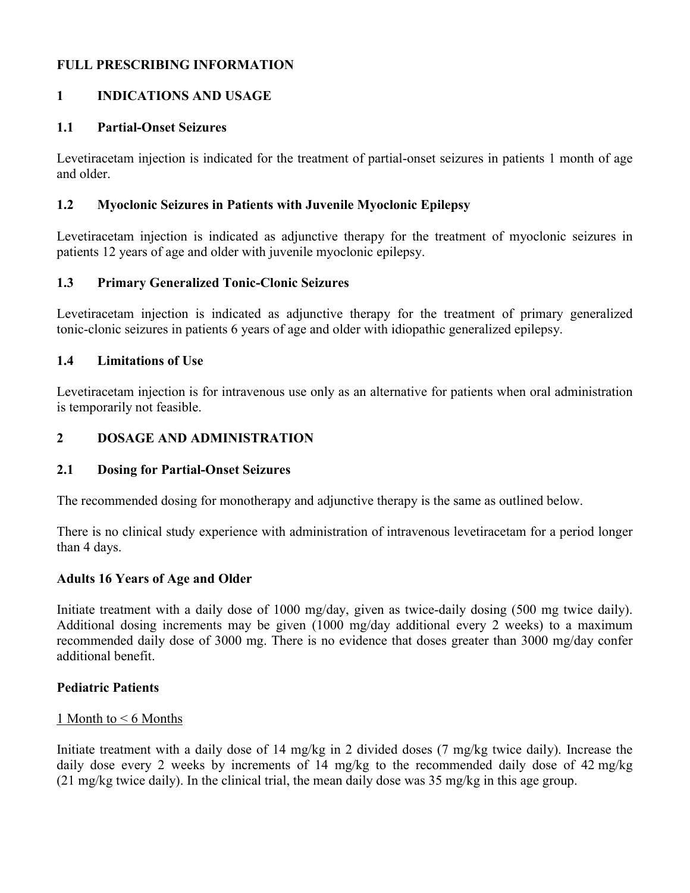# FULL PRESCRIBING INFORMATION

## 1 INDICATIONS AND USAGE

### 1.1 Partial-Onset Seizures

Levetiracetam injection is indicated for the treatment of partial-onset seizures in patients 1 month of age and older.

### 1.2 Myoclonic Seizures in Patients with Juvenile Myoclonic Epilepsy

Levetiracetam injection is indicated as adjunctive therapy for the treatment of myoclonic seizures in patients 12 years of age and older with juvenile myoclonic epilepsy.

### 1.3 Primary Generalized Tonic-Clonic Seizures

Levetiracetam injection is indicated as adjunctive therapy for the treatment of primary generalized tonic-clonic seizures in patients 6 years of age and older with idiopathic generalized epilepsy.

### 1.4 Limitations of Use

Levetiracetam injection is for intravenous use only as an alternative for patients when oral administration is temporarily not feasible.

## 2 DOSAGE AND ADMINISTRATION

### 2.1 Dosing for Partial-Onset Seizures

The recommended dosing for monotherapy and adjunctive therapy is the same as outlined below.

There is no clinical study experience with administration of intravenous levetiracetam for a period longer than 4 days.

**Adults 16 Years of Age and Older**

Initiate treatment with a daily dose of 1000 mg/day, given as twice-daily dosing (500 mg twice daily). Additional dosing increments may be given (1000 mg/day additional every 2 weeks) to a maximum recommended daily dose of 3000 mg. There is no evidence that doses greater than 3000 mg/day confer additional benefit.

**Pediatric Patients**

<u>1 Month to < 6 Months</u>

Initiate treatment with a daily dose of 14 mg/kg in 2 divided doses (7 mg/kg twice daily). Increase the daily dose every 2 weeks by increments of 14 mg/kg to the recommended daily dose of 42 mg/kg (21 mg/kg twice daily). In the clinical trial, the mean daily dose was 35 mg/kg in this age group.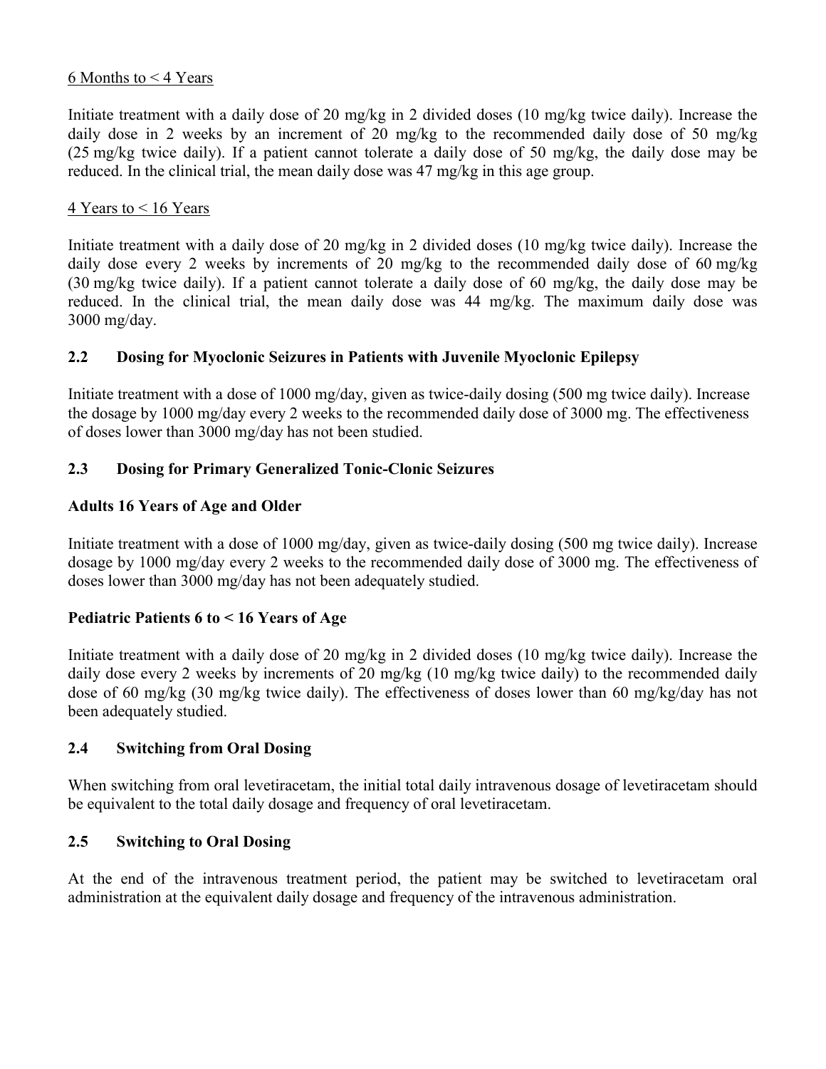6 Months to < 4 Years

Initiate treatment with a daily dose of 20 mg/kg in 2 divided doses (10 mg/kg twice daily). Increase the daily dose in 2 weeks by an increment of 20 mg/kg to the recommended daily dose of 50 mg/kg (25 mg/kg twice daily). If a patient cannot tolerate a daily dose of 50 mg/kg, the daily dose may be reduced. In the clinical trial, the mean daily dose was 47 mg/kg in this age group.

4 Years to < 16 Years

Initiate treatment with a daily dose of 20 mg/kg in 2 divided doses (10 mg/kg twice daily). Increase the daily dose every 2 weeks by increments of 20 mg/kg to the recommended daily dose of 60 mg/kg (30 mg/kg twice daily). If a patient cannot tolerate a daily dose of 60 mg/kg, the daily dose may be reduced. In the clinical trial, the mean daily dose was 44 mg/kg. The maximum daily dose was 3000 mg/day.

## 2.2 Dosing for Myoclonic Seizures in Patients with Juvenile Myoclonic Epilepsy

Initiate treatment with a dose of 1000 mg/day, given as twice-daily dosing (500 mg twice daily). Increase the dosage by 1000 mg/day every 2 weeks to the recommended daily dose of 3000 mg. The effectiveness of doses lower than 3000 mg/day has not been studied.

## 2.3 Dosing for Primary Generalized Tonic-Clonic Seizures

**Adults 16 Years of Age and Older**

Initiate treatment with a dose of 1000 mg/day, given as twice-daily dosing (500 mg twice daily). Increase dosage by 1000 mg/day every 2 weeks to the recommended daily dose of 3000 mg. The effectiveness of doses lower than 3000 mg/day has not been adequately studied.

**Pediatric Patients 6 to < 16 Years of Age**

Initiate treatment with a daily dose of 20 mg/kg in 2 divided doses (10 mg/kg twice daily). Increase the daily dose every 2 weeks by increments of 20 mg/kg (10 mg/kg twice daily) to the recommended daily dose of 60 mg/kg (30 mg/kg twice daily). The effectiveness of doses lower than 60 mg/kg/day has not been adequately studied.

## 2.4 Switching from Oral Dosing

When switching from oral levetiracetam, the initial total daily intravenous dosage of levetiracetam should be equivalent to the total daily dosage and frequency of oral levetiracetam.

## 2.5 Switching to Oral Dosing

At the end of the intravenous treatment period, the patient may be switched to levetiracetam oral administration at the equivalent daily dosage and frequency of the intravenous administration.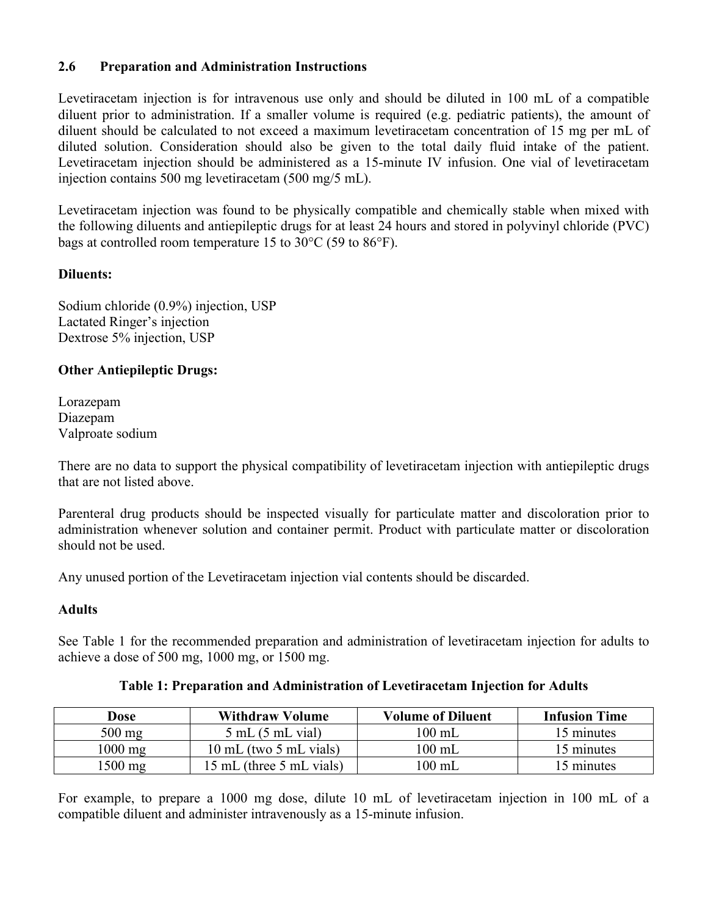### 2.6 Preparation and Administration Instructions

Levetiracetam injection is for intravenous use only and should be diluted in 100 mL of a compatible diluent prior to administration. If a smaller volume is required (e.g. pediatric patients), the amount of diluent should be calculated to not exceed a maximum levetiracetam concentration of 15 mg per mL of diluted solution. Consideration should also be given to the total daily fluid intake of the patient. Levetiracetam injection should be administered as a 15-minute IV infusion. One vial of levetiracetam injection contains 500 mg levetiracetam (500 mg/5 mL).

Levetiracetam injection was found to be physically compatible and chemically stable when mixed with the following diluents and antiepileptic drugs for at least 24 hours and stored in polyvinyl chloride (PVC) bags at controlled room temperature 15 to 30°C (59 to 86°F).

**Diluents:**

Sodium chloride (0.9%) injection, USP
Lactated Ringer's injection
Dextrose 5% injection, USP

**Other Antiepileptic Drugs:**

Lorazepam
Diazepam
Valproate sodium

There are no data to support the physical compatibility of levetiracetam injection with antiepileptic drugs that are not listed above.

Parenteral drug products should be inspected visually for particulate matter and discoloration prior to administration whenever solution and container permit. Product with particulate matter or discoloration should not be used.

Any unused portion of the Levetiracetam injection vial contents should be discarded.

**Adults**

See Table 1 for the recommended preparation and administration of levetiracetam injection for adults to achieve a dose of 500 mg, 1000 mg, or 1500 mg.

**Table 1: Preparation and Administration of Levetiracetam Injection for Adults**

| Dose | Withdraw Volume | Volume of Diluent | Infusion Time |
|---|---|---|---|
| 500 mg | 5 mL (5 mL vial) | 100 mL | 15 minutes |
| 1000 mg | 10 mL (two 5 mL vials) | 100 mL | 15 minutes |
| 1500 mg | 15 mL (three 5 mL vials) | 100 mL | 15 minutes |

For example, to prepare a 1000 mg dose, dilute 10 mL of levetiracetam injection in 100 mL of a compatible diluent and administer intravenously as a 15-minute infusion.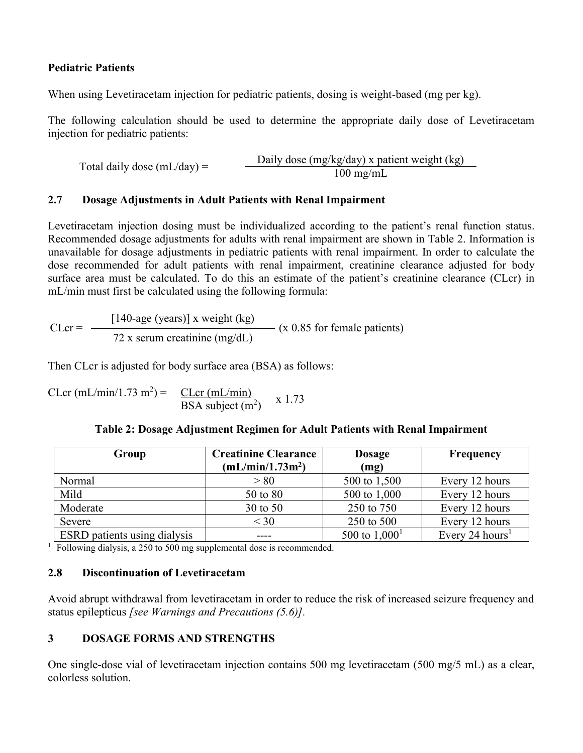**Pediatric Patients**

When using Levetiracetam injection for pediatric patients, dosing is weight-based (mg per kg).

The following calculation should be used to determine the appropriate daily dose of Levetiracetam injection for pediatric patients:

$$\text{Total daily dose (mL/day)} = \frac{\text{Daily dose (mg/kg/day) x patient weight (kg)}}{\text{100 mg/mL}}$$

## 2.7 Dosage Adjustments in Adult Patients with Renal Impairment

Levetiracetam injection dosing must be individualized according to the patient's renal function status. Recommended dosage adjustments for adults with renal impairment are shown in Table 2. Information is unavailable for dosage adjustments in pediatric patients with renal impairment. In order to calculate the dose recommended for adult patients with renal impairment, creatinine clearance adjusted for body surface area must be calculated. To do this an estimate of the patient's creatinine clearance (CLcr) in mL/min must first be calculated using the following formula:

$$\text{CLcr} = \frac{[\text{140-age (years)}] \text{ x weight (kg)}}{\text{72 x serum creatinine (mg/dL)}} \text{ (x 0.85 for female patients)}$$

Then CLcr is adjusted for body surface area (BSA) as follows:

$$\text{CLcr (mL/min/1.73 m}^2\text{)} = \frac{\text{CLcr (mL/min)}}{\text{BSA subject (m}^2\text{)}} \text{ x 1.73}$$

**Table 2: Dosage Adjustment Regimen for Adult Patients with Renal Impairment**

| Group | Creatinine Clearance (mL/min/1.73m²) | Dosage (mg) | Frequency |
|---|---|---|---|
| Normal | > 80 | 500 to 1,500 | Every 12 hours |
| Mild | 50 to 80 | 500 to 1,000 | Every 12 hours |
| Moderate | 30 to 50 | 250 to 750 | Every 12 hours |
| Severe | < 30 | 250 to 500 | Every 12 hours |
| ESRD patients using dialysis | ---- | 500 to 1,000[1] | Every 24 hours[1] |

[1] Following dialysis, a 250 to 500 mg supplemental dose is recommended.

## 2.8 Discontinuation of Levetiracetam

Avoid abrupt withdrawal from levetiracetam in order to reduce the risk of increased seizure frequency and status epilepticus *[see Warnings and Precautions (5.6)]*.

# 3 DOSAGE FORMS AND STRENGTHS

One single-dose vial of levetiracetam injection contains 500 mg levetiracetam (500 mg/5 mL) as a clear, colorless solution.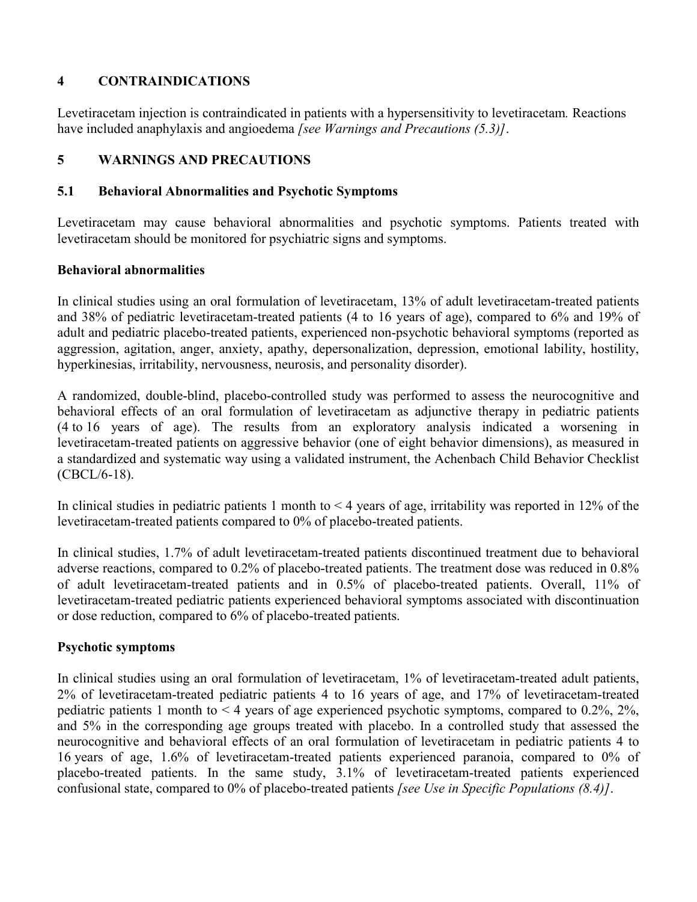## 4 CONTRAINDICATIONS

Levetiracetam injection is contraindicated in patients with a hypersensitivity to levetiracetam. Reactions have included anaphylaxis and angioedema *[see Warnings and Precautions (5.3)]*.

## 5 WARNINGS AND PRECAUTIONS

### 5.1 Behavioral Abnormalities and Psychotic Symptoms

Levetiracetam may cause behavioral abnormalities and psychotic symptoms. Patients treated with levetiracetam should be monitored for psychiatric signs and symptoms.

**Behavioral abnormalities**

In clinical studies using an oral formulation of levetiracetam, 13% of adult levetiracetam-treated patients and 38% of pediatric levetiracetam-treated patients (4 to 16 years of age), compared to 6% and 19% of adult and pediatric placebo-treated patients, experienced non-psychotic behavioral symptoms (reported as aggression, agitation, anger, anxiety, apathy, depersonalization, depression, emotional lability, hostility, hyperkinesias, irritability, nervousness, neurosis, and personality disorder).

A randomized, double-blind, placebo-controlled study was performed to assess the neurocognitive and behavioral effects of an oral formulation of levetiracetam as adjunctive therapy in pediatric patients (4 to 16 years of age). The results from an exploratory analysis indicated a worsening in levetiracetam-treated patients on aggressive behavior (one of eight behavior dimensions), as measured in a standardized and systematic way using a validated instrument, the Achenbach Child Behavior Checklist (CBCL/6-18).

In clinical studies in pediatric patients 1 month to < 4 years of age, irritability was reported in 12% of the levetiracetam-treated patients compared to 0% of placebo-treated patients.

In clinical studies, 1.7% of adult levetiracetam-treated patients discontinued treatment due to behavioral adverse reactions, compared to 0.2% of placebo-treated patients. The treatment dose was reduced in 0.8% of adult levetiracetam-treated patients and in 0.5% of placebo-treated patients. Overall, 11% of levetiracetam-treated pediatric patients experienced behavioral symptoms associated with discontinuation or dose reduction, compared to 6% of placebo-treated patients.

**Psychotic symptoms**

In clinical studies using an oral formulation of levetiracetam, 1% of levetiracetam-treated adult patients, 2% of levetiracetam-treated pediatric patients 4 to 16 years of age, and 17% of levetiracetam-treated pediatric patients 1 month to < 4 years of age experienced psychotic symptoms, compared to 0.2%, 2%, and 5% in the corresponding age groups treated with placebo. In a controlled study that assessed the neurocognitive and behavioral effects of an oral formulation of levetiracetam in pediatric patients 4 to 16 years of age, 1.6% of levetiracetam-treated patients experienced paranoia, compared to 0% of placebo-treated patients. In the same study, 3.1% of levetiracetam-treated patients experienced confusional state, compared to 0% of placebo-treated patients *[see Use in Specific Populations (8.4)]*.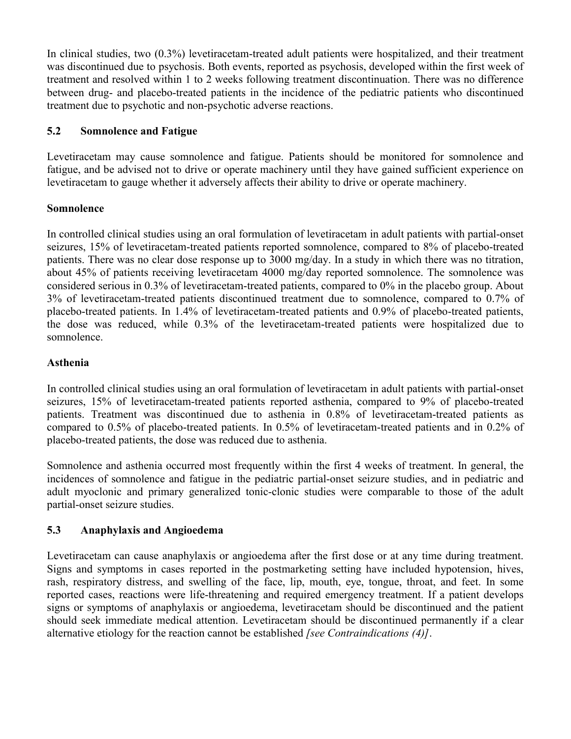In clinical studies, two (0.3%) levetiracetam-treated adult patients were hospitalized, and their treatment was discontinued due to psychosis. Both events, reported as psychosis, developed within the first week of treatment and resolved within 1 to 2 weeks following treatment discontinuation. There was no difference between drug- and placebo-treated patients in the incidence of the pediatric patients who discontinued treatment due to psychotic and non-psychotic adverse reactions.

## 5.2 Somnolence and Fatigue

Levetiracetam may cause somnolence and fatigue. Patients should be monitored for somnolence and fatigue, and be advised not to drive or operate machinery until they have gained sufficient experience on levetiracetam to gauge whether it adversely affects their ability to drive or operate machinery.

### Somnolence

In controlled clinical studies using an oral formulation of levetiracetam in adult patients with partial-onset seizures, 15% of levetiracetam-treated patients reported somnolence, compared to 8% of placebo-treated patients. There was no clear dose response up to 3000 mg/day. In a study in which there was no titration, about 45% of patients receiving levetiracetam 4000 mg/day reported somnolence. The somnolence was considered serious in 0.3% of levetiracetam-treated patients, compared to 0% in the placebo group. About 3% of levetiracetam-treated patients discontinued treatment due to somnolence, compared to 0.7% of placebo-treated patients. In 1.4% of levetiracetam-treated patients and 0.9% of placebo-treated patients, the dose was reduced, while 0.3% of the levetiracetam-treated patients were hospitalized due to somnolence.

### Asthenia

In controlled clinical studies using an oral formulation of levetiracetam in adult patients with partial-onset seizures, 15% of levetiracetam-treated patients reported asthenia, compared to 9% of placebo-treated patients. Treatment was discontinued due to asthenia in 0.8% of levetiracetam-treated patients as compared to 0.5% of placebo-treated patients. In 0.5% of levetiracetam-treated patients and in 0.2% of placebo-treated patients, the dose was reduced due to asthenia.

Somnolence and asthenia occurred most frequently within the first 4 weeks of treatment. In general, the incidences of somnolence and fatigue in the pediatric partial-onset seizure studies, and in pediatric and adult myoclonic and primary generalized tonic-clonic studies were comparable to those of the adult partial-onset seizure studies.

## 5.3 Anaphylaxis and Angioedema

Levetiracetam can cause anaphylaxis or angioedema after the first dose or at any time during treatment. Signs and symptoms in cases reported in the postmarketing setting have included hypotension, hives, rash, respiratory distress, and swelling of the face, lip, mouth, eye, tongue, throat, and feet. In some reported cases, reactions were life-threatening and required emergency treatment. If a patient develops signs or symptoms of anaphylaxis or angioedema, levetiracetam should be discontinued and the patient should seek immediate medical attention. Levetiracetam should be discontinued permanently if a clear alternative etiology for the reaction cannot be established *[see Contraindications (4)]*.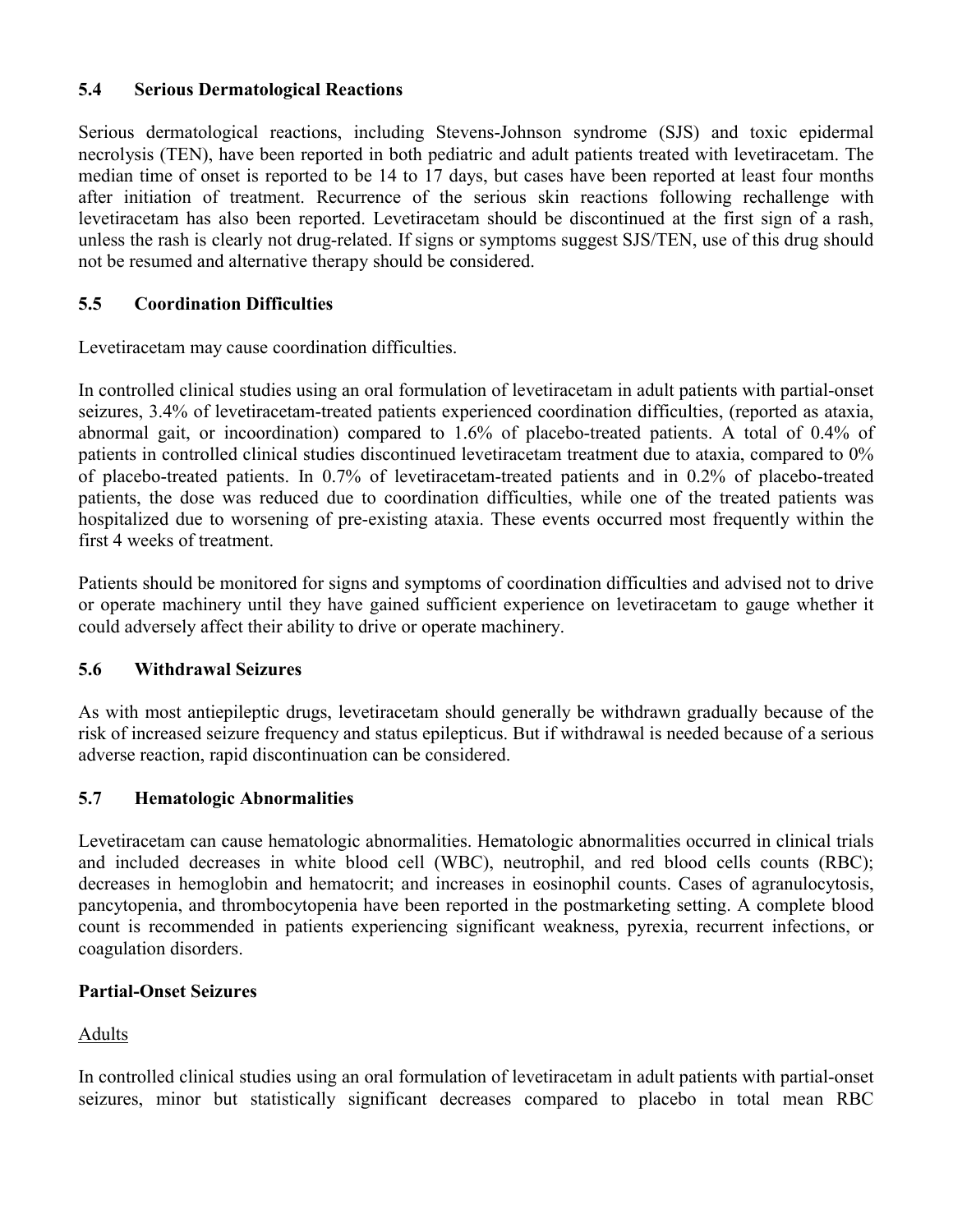### 5.4 Serious Dermatological Reactions

Serious dermatological reactions, including Stevens-Johnson syndrome (SJS) and toxic epidermal necrolysis (TEN), have been reported in both pediatric and adult patients treated with levetiracetam. The median time of onset is reported to be 14 to 17 days, but cases have been reported at least four months after initiation of treatment. Recurrence of the serious skin reactions following rechallenge with levetiracetam has also been reported. Levetiracetam should be discontinued at the first sign of a rash, unless the rash is clearly not drug-related. If signs or symptoms suggest SJS/TEN, use of this drug should not be resumed and alternative therapy should be considered.

### 5.5 Coordination Difficulties

Levetiracetam may cause coordination difficulties.

In controlled clinical studies using an oral formulation of levetiracetam in adult patients with partial-onset seizures, 3.4% of levetiracetam-treated patients experienced coordination difficulties, (reported as ataxia, abnormal gait, or incoordination) compared to 1.6% of placebo-treated patients. A total of 0.4% of patients in controlled clinical studies discontinued levetiracetam treatment due to ataxia, compared to 0% of placebo-treated patients. In 0.7% of levetiracetam-treated patients and in 0.2% of placebo-treated patients, the dose was reduced due to coordination difficulties, while one of the treated patients was hospitalized due to worsening of pre-existing ataxia. These events occurred most frequently within the first 4 weeks of treatment.

Patients should be monitored for signs and symptoms of coordination difficulties and advised not to drive or operate machinery until they have gained sufficient experience on levetiracetam to gauge whether it could adversely affect their ability to drive or operate machinery.

### 5.6 Withdrawal Seizures

As with most antiepileptic drugs, levetiracetam should generally be withdrawn gradually because of the risk of increased seizure frequency and status epilepticus. But if withdrawal is needed because of a serious adverse reaction, rapid discontinuation can be considered.

### 5.7 Hematologic Abnormalities

Levetiracetam can cause hematologic abnormalities. Hematologic abnormalities occurred in clinical trials and included decreases in white blood cell (WBC), neutrophil, and red blood cells counts (RBC); decreases in hemoglobin and hematocrit; and increases in eosinophil counts. Cases of agranulocytosis, pancytopenia, and thrombocytopenia have been reported in the postmarketing setting. A complete blood count is recommended in patients experiencing significant weakness, pyrexia, recurrent infections, or coagulation disorders.

**Partial-Onset Seizures**

Adults

In controlled clinical studies using an oral formulation of levetiracetam in adult patients with partial-onset seizures, minor but statistically significant decreases compared to placebo in total mean RBC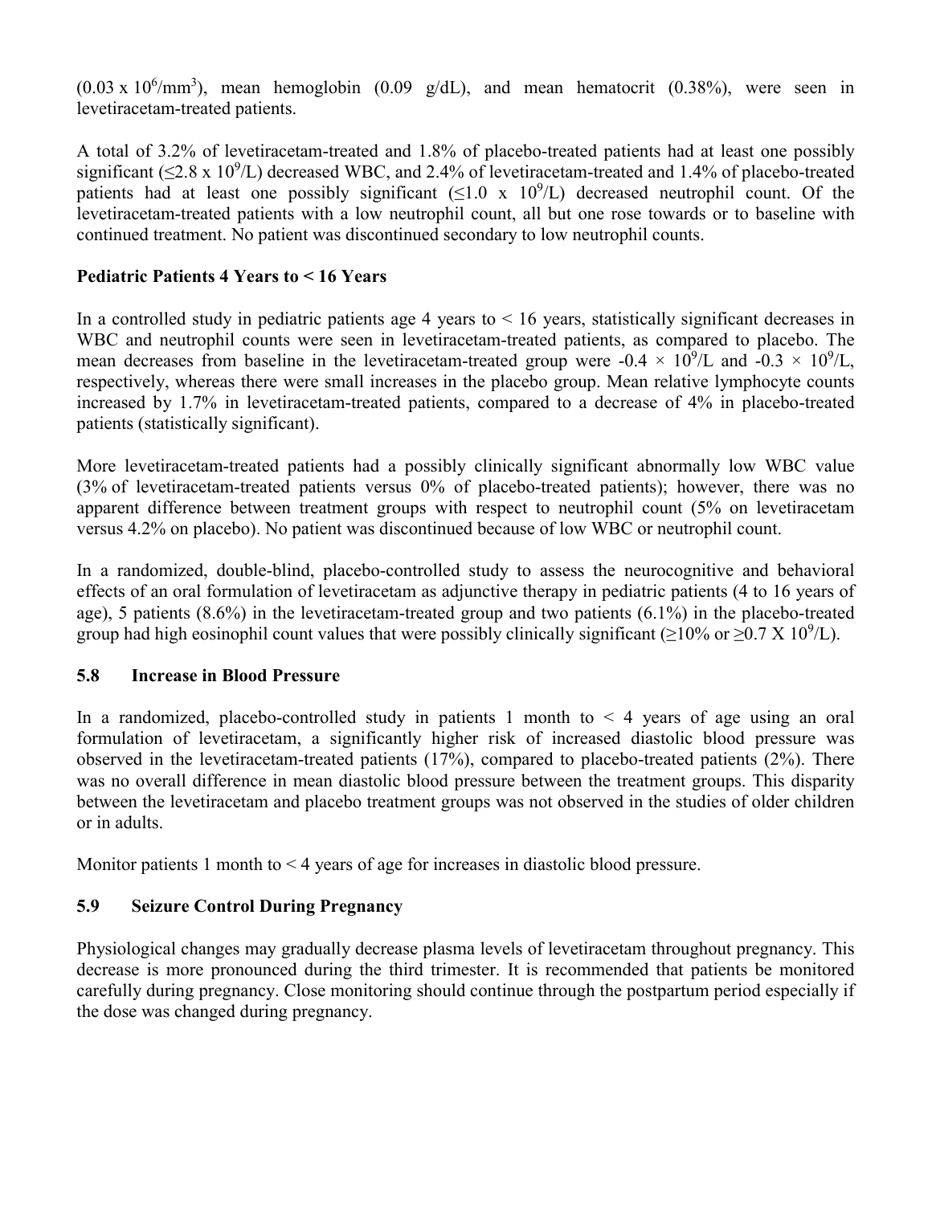($0.03 \times 10^6/mm^3$), mean hemoglobin (0.09 g/dL), and mean hematocrit (0.38%), were seen in levetiracetam-treated patients.

A total of 3.2% of levetiracetam-treated and 1.8% of placebo-treated patients had at least one possibly significant ($\leq 2.8 \times 10^9/L$) decreased WBC, and 2.4% of levetiracetam-treated and 1.4% of placebo-treated patients had at least one possibly significant ($\leq 1.0 \times 10^9/L$) decreased neutrophil count. Of the levetiracetam-treated patients with a low neutrophil count, all but one rose towards or to baseline with continued treatment. No patient was discontinued secondary to low neutrophil counts.

**Pediatric Patients 4 Years to < 16 Years**

In a controlled study in pediatric patients age 4 years to < 16 years, statistically significant decreases in WBC and neutrophil counts were seen in levetiracetam-treated patients, as compared to placebo. The mean decreases from baseline in the levetiracetam-treated group were $-0.4 \times 10^9/L$ and $-0.3 \times 10^9/L$, respectively, whereas there were small increases in the placebo group. Mean relative lymphocyte counts increased by 1.7% in levetiracetam-treated patients, compared to a decrease of 4% in placebo-treated patients (statistically significant).

More levetiracetam-treated patients had a possibly clinically significant abnormally low WBC value (3% of levetiracetam-treated patients versus 0% of placebo-treated patients); however, there was no apparent difference between treatment groups with respect to neutrophil count (5% on levetiracetam versus 4.2% on placebo). No patient was discontinued because of low WBC or neutrophil count.

In a randomized, double-blind, placebo-controlled study to assess the neurocognitive and behavioral effects of an oral formulation of levetiracetam as adjunctive therapy in pediatric patients (4 to 16 years of age), 5 patients (8.6%) in the levetiracetam-treated group and two patients (6.1%) in the placebo-treated group had high eosinophil count values that were possibly clinically significant ($\geq$10% or $\geq 0.7 \times 10^9/L$).

## 5.8 Increase in Blood Pressure

In a randomized, placebo-controlled study in patients 1 month to < 4 years of age using an oral formulation of levetiracetam, a significantly higher risk of increased diastolic blood pressure was observed in the levetiracetam-treated patients (17%), compared to placebo-treated patients (2%). There was no overall difference in mean diastolic blood pressure between the treatment groups. This disparity between the levetiracetam and placebo treatment groups was not observed in the studies of older children or in adults.

Monitor patients 1 month to < 4 years of age for increases in diastolic blood pressure.

## 5.9 Seizure Control During Pregnancy

Physiological changes may gradually decrease plasma levels of levetiracetam throughout pregnancy. This decrease is more pronounced during the third trimester. It is recommended that patients be monitored carefully during pregnancy. Close monitoring should continue through the postpartum period especially if the dose was changed during pregnancy.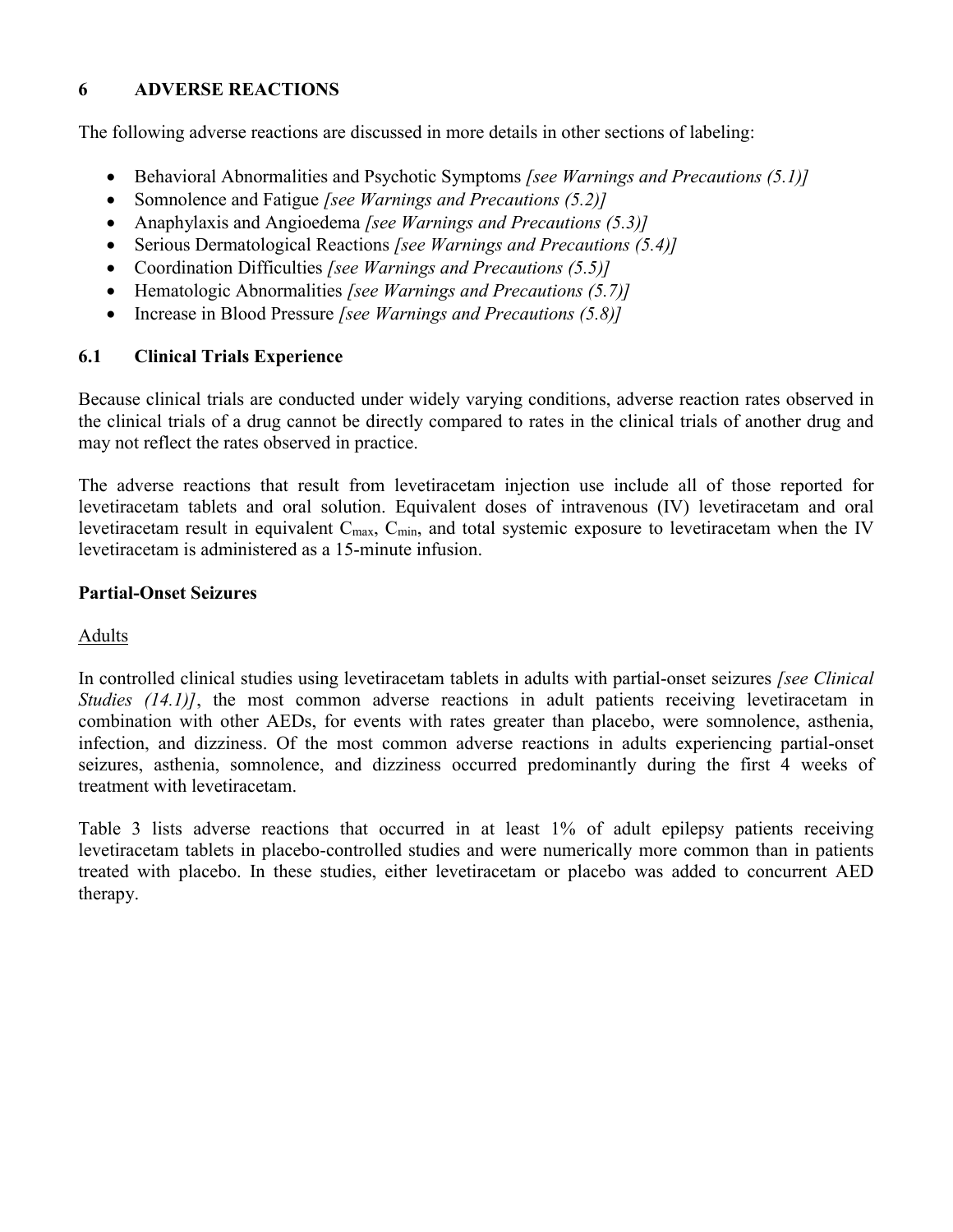## 6 ADVERSE REACTIONS

The following adverse reactions are discussed in more details in other sections of labeling:

- Behavioral Abnormalities and Psychotic Symptoms *[see Warnings and Precautions (5.1)]*
- Somnolence and Fatigue *[see Warnings and Precautions (5.2)]*
- Anaphylaxis and Angioedema *[see Warnings and Precautions (5.3)]*
- Serious Dermatological Reactions *[see Warnings and Precautions (5.4)]*
- Coordination Difficulties *[see Warnings and Precautions (5.5)]*
- Hematologic Abnormalities *[see Warnings and Precautions (5.7)]*
- Increase in Blood Pressure *[see Warnings and Precautions (5.8)]*

### 6.1 Clinical Trials Experience

Because clinical trials are conducted under widely varying conditions, adverse reaction rates observed in the clinical trials of a drug cannot be directly compared to rates in the clinical trials of another drug and may not reflect the rates observed in practice.

The adverse reactions that result from levetiracetam injection use include all of those reported for levetiracetam tablets and oral solution. Equivalent doses of intravenous (IV) levetiracetam and oral levetiracetam result in equivalent $C_{max}$, $C_{min}$, and total systemic exposure to levetiracetam when the IV levetiracetam is administered as a 15-minute infusion.

**Partial-Onset Seizures**

Adults

In controlled clinical studies using levetiracetam tablets in adults with partial-onset seizures *[see Clinical Studies (14.1)]*, the most common adverse reactions in adult patients receiving levetiracetam in combination with other AEDs, for events with rates greater than placebo, were somnolence, asthenia, infection, and dizziness. Of the most common adverse reactions in adults experiencing partial-onset seizures, asthenia, somnolence, and dizziness occurred predominantly during the first 4 weeks of treatment with levetiracetam.

Table 3 lists adverse reactions that occurred in at least 1% of adult epilepsy patients receiving levetiracetam tablets in placebo-controlled studies and were numerically more common than in patients treated with placebo. In these studies, either levetiracetam or placebo was added to concurrent AED therapy.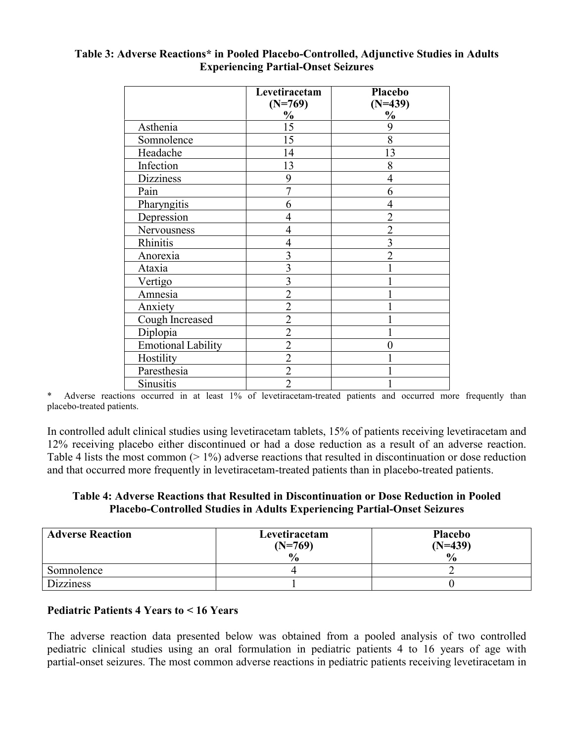**Table 3: Adverse Reactions* in Pooled Placebo-Controlled, Adjunctive Studies in Adults Experiencing Partial-Onset Seizures**

| | Levetiracetam (N=769) % | Placebo (N=439) % |
|---|---|---|
| Asthenia | 15 | 9 |
| Somnolence | 15 | 8 |
| Headache | 14 | 13 |
| Infection | 13 | 8 |
| Dizziness | 9 | 4 |
| Pain | 7 | 6 |
| Pharyngitis | 6 | 4 |
| Depression | 4 | 2 |
| Nervousness | 4 | 2 |
| Rhinitis | 4 | 3 |
| Anorexia | 3 | 2 |
| Ataxia | 3 | 1 |
| Vertigo | 3 | 1 |
| Amnesia | 2 | 1 |
| Anxiety | 2 | 1 |
| Cough Increased | 2 | 1 |
| Diplopia | 2 | 1 |
| Emotional Lability | 2 | 0 |
| Hostility | 2 | 1 |
| Paresthesia | 2 | 1 |
| Sinusitis | 2 | 1 |

* Adverse reactions occurred in at least 1% of levetiracetam-treated patients and occurred more frequently than placebo-treated patients.

In controlled adult clinical studies using levetiracetam tablets, 15% of patients receiving levetiracetam and 12% receiving placebo either discontinued or had a dose reduction as a result of an adverse reaction. Table 4 lists the most common (> 1%) adverse reactions that resulted in discontinuation or dose reduction and that occurred more frequently in levetiracetam-treated patients than in placebo-treated patients.

**Table 4: Adverse Reactions that Resulted in Discontinuation or Dose Reduction in Pooled Placebo-Controlled Studies in Adults Experiencing Partial-Onset Seizures**

| Adverse Reaction | Levetiracetam (N=769) % | Placebo (N=439) % |
|---|---|---|
| Somnolence | 4 | 2 |
| Dizziness | 1 | 0 |

**Pediatric Patients 4 Years to < 16 Years**

The adverse reaction data presented below was obtained from a pooled analysis of two controlled pediatric clinical studies using an oral formulation in pediatric patients 4 to 16 years of age with partial-onset seizures. The most common adverse reactions in pediatric patients receiving levetiracetam in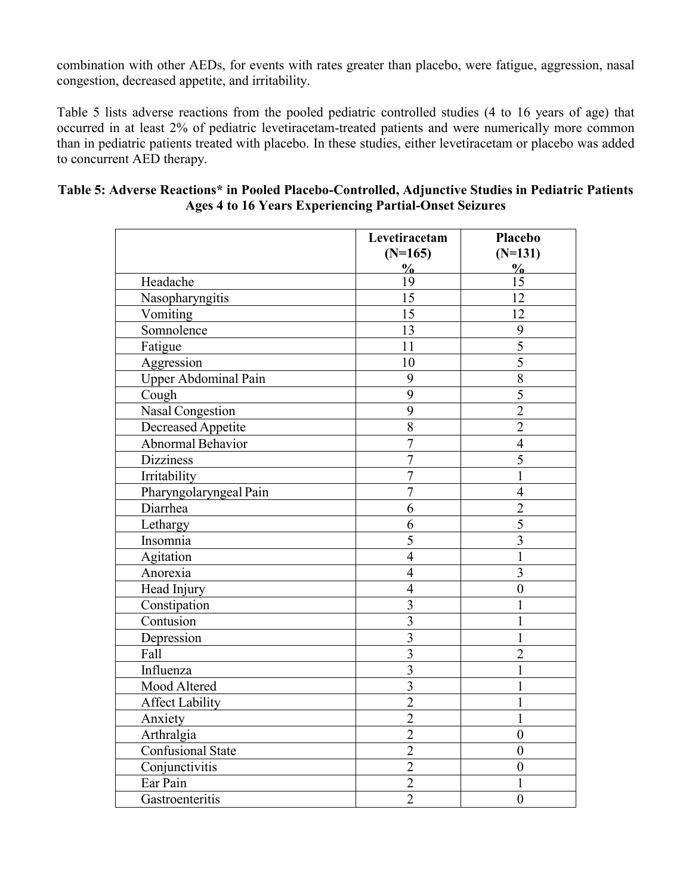combination with other AEDs, for events with rates greater than placebo, were fatigue, aggression, nasal congestion, decreased appetite, and irritability.

Table 5 lists adverse reactions from the pooled pediatric controlled studies (4 to 16 years of age) that occurred in at least 2% of pediatric levetiracetam-treated patients and were numerically more common than in pediatric patients treated with placebo. In these studies, either levetiracetam or placebo was added to concurrent AED therapy.

**Table 5: Adverse Reactions* in Pooled Placebo-Controlled, Adjunctive Studies in Pediatric Patients Ages 4 to 16 Years Experiencing Partial-Onset Seizures**

| | Levetiracetam (N=165) % | Placebo (N=131) % |
|---|---|---|
| Headache | 19 | 15 |
| Nasopharyngitis | 15 | 12 |
| Vomiting | 15 | 12 |
| Somnolence | 13 | 9 |
| Fatigue | 11 | 5 |
| Aggression | 10 | 5 |
| Upper Abdominal Pain | 9 | 8 |
| Cough | 9 | 5 |
| Nasal Congestion | 9 | 2 |
| Decreased Appetite | 8 | 2 |
| Abnormal Behavior | 7 | 4 |
| Dizziness | 7 | 5 |
| Irritability | 7 | 1 |
| Pharyngolaryngeal Pain | 7 | 4 |
| Diarrhea | 6 | 2 |
| Lethargy | 6 | 5 |
| Insomnia | 5 | 3 |
| Agitation | 4 | 1 |
| Anorexia | 4 | 3 |
| Head Injury | 4 | 0 |
| Constipation | 3 | 1 |
| Contusion | 3 | 1 |
| Depression | 3 | 1 |
| Fall | 3 | 2 |
| Influenza | 3 | 1 |
| Mood Altered | 3 | 1 |
| Affect Lability | 2 | 1 |
| Anxiety | 2 | 1 |
| Arthralgia | 2 | 0 |
| Confusional State | 2 | 0 |
| Conjunctivitis | 2 | 0 |
| Ear Pain | 2 | 1 |
| Gastroenteritis | 2 | 0 |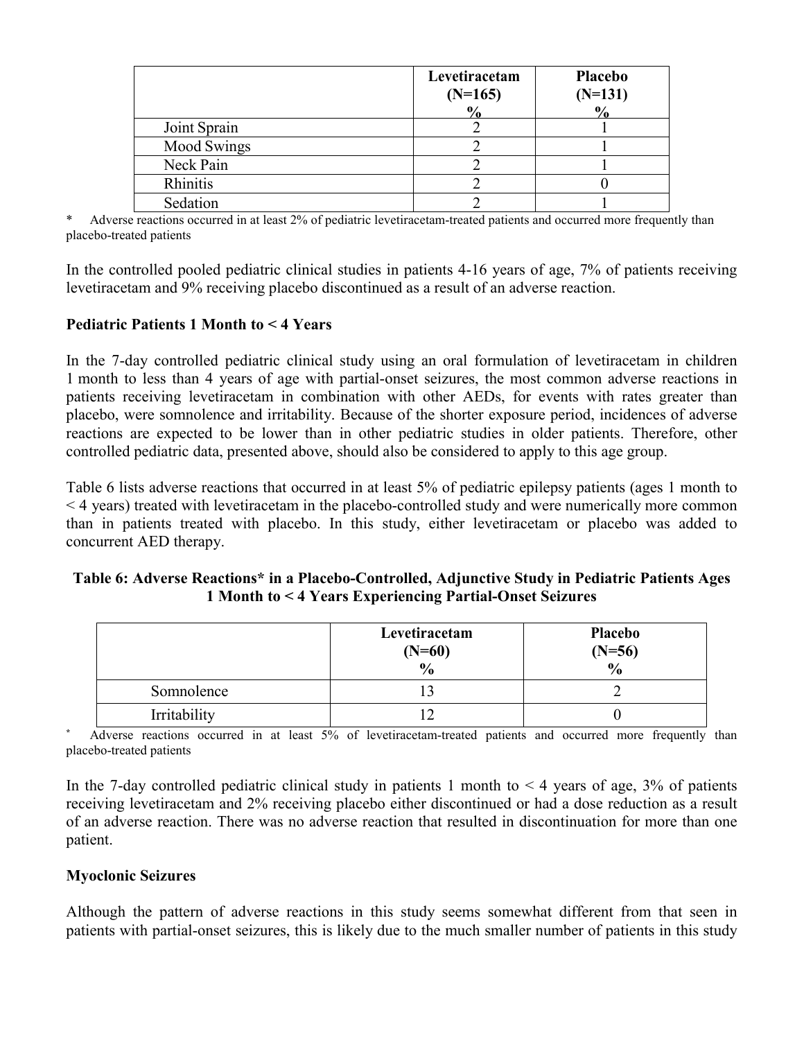| | Levetiracetam (N=165) % | Placebo (N=131) % |
|---|---|---|
| Joint Sprain | 2 | 1 |
| Mood Swings | 2 | 1 |
| Neck Pain | 2 | 1 |
| Rhinitis | 2 | 0 |
| Sedation | 2 | 1 |

\* Adverse reactions occurred in at least 2% of pediatric levetiracetam-treated patients and occurred more frequently than placebo-treated patients

In the controlled pooled pediatric clinical studies in patients 4-16 years of age, 7% of patients receiving levetiracetam and 9% receiving placebo discontinued as a result of an adverse reaction.

**Pediatric Patients 1 Month to < 4 Years**

In the 7-day controlled pediatric clinical study using an oral formulation of levetiracetam in children 1 month to less than 4 years of age with partial-onset seizures, the most common adverse reactions in patients receiving levetiracetam in combination with other AEDs, for events with rates greater than placebo, were somnolence and irritability. Because of the shorter exposure period, incidences of adverse reactions are expected to be lower than in other pediatric studies in older patients. Therefore, other controlled pediatric data, presented above, should also be considered to apply to this age group.

Table 6 lists adverse reactions that occurred in at least 5% of pediatric epilepsy patients (ages 1 month to < 4 years) treated with levetiracetam in the placebo-controlled study and were numerically more common than in patients treated with placebo. In this study, either levetiracetam or placebo was added to concurrent AED therapy.

**Table 6: Adverse Reactions* in a Placebo-Controlled, Adjunctive Study in Pediatric Patients Ages 1 Month to < 4 Years Experiencing Partial-Onset Seizures**

| | Levetiracetam (N=60) % | Placebo (N=56) % |
|---|---|---|
| Somnolence | 13 | 2 |
| Irritability | 12 | 0 |

\* Adverse reactions occurred in at least 5% of levetiracetam-treated patients and occurred more frequently than placebo-treated patients

In the 7-day controlled pediatric clinical study in patients 1 month to < 4 years of age, 3% of patients receiving levetiracetam and 2% receiving placebo either discontinued or had a dose reduction as a result of an adverse reaction. There was no adverse reaction that resulted in discontinuation for more than one patient.

**Myoclonic Seizures**

Although the pattern of adverse reactions in this study seems somewhat different from that seen in patients with partial-onset seizures, this is likely due to the much smaller number of patients in this study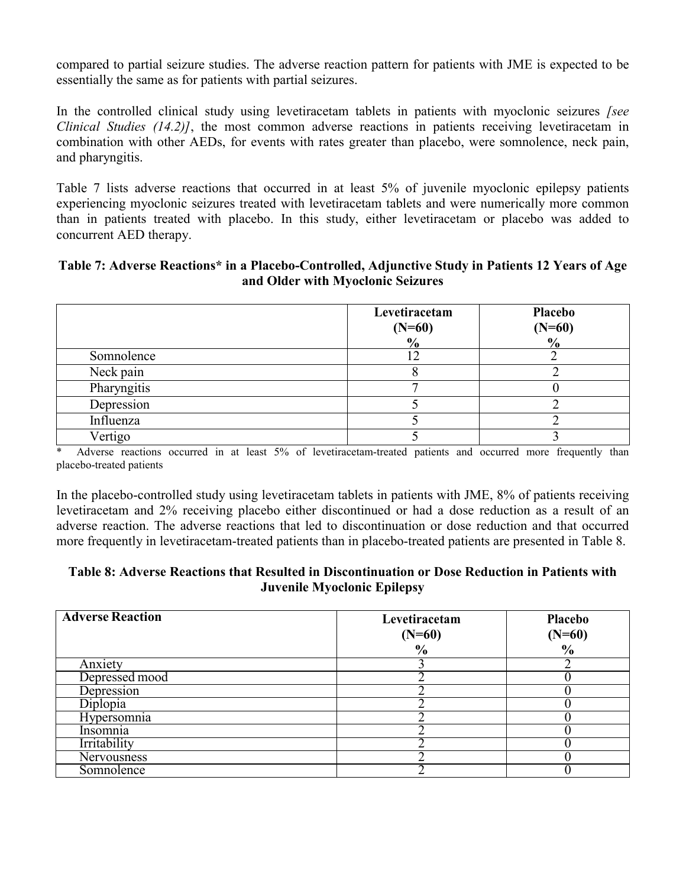compared to partial seizure studies. The adverse reaction pattern for patients with JME is expected to be essentially the same as for patients with partial seizures.

In the controlled clinical study using levetiracetam tablets in patients with myoclonic seizures *[see Clinical Studies (14.2)]*, the most common adverse reactions in patients receiving levetiracetam in combination with other AEDs, for events with rates greater than placebo, were somnolence, neck pain, and pharyngitis.

Table 7 lists adverse reactions that occurred in at least 5% of juvenile myoclonic epilepsy patients experiencing myoclonic seizures treated with levetiracetam tablets and were numerically more common than in patients treated with placebo. In this study, either levetiracetam or placebo was added to concurrent AED therapy.

**Table 7: Adverse Reactions* in a Placebo-Controlled, Adjunctive Study in Patients 12 Years of Age and Older with Myoclonic Seizures**

| | Levetiracetam (N=60) % | Placebo (N=60) % |
|---|---|---|
| Somnolence | 12 | 2 |
| Neck pain | 8 | 2 |
| Pharyngitis | 7 | 0 |
| Depression | 5 | 2 |
| Influenza | 5 | 2 |
| Vertigo | 5 | 3 |

* Adverse reactions occurred in at least 5% of levetiracetam-treated patients and occurred more frequently than placebo-treated patients

In the placebo-controlled study using levetiracetam tablets in patients with JME, 8% of patients receiving levetiracetam and 2% receiving placebo either discontinued or had a dose reduction as a result of an adverse reaction. The adverse reactions that led to discontinuation or dose reduction and that occurred more frequently in levetiracetam-treated patients than in placebo-treated patients are presented in Table 8.

**Table 8: Adverse Reactions that Resulted in Discontinuation or Dose Reduction in Patients with Juvenile Myoclonic Epilepsy**

| Adverse Reaction | Levetiracetam (N=60) % | Placebo (N=60) % |
|---|---|---|
| Anxiety | 3 | 2 |
| Depressed mood | 2 | 0 |
| Depression | 2 | 0 |
| Diplopia | 2 | 0 |
| Hypersomnia | 2 | 0 |
| Insomnia | 2 | 0 |
| Irritability | 2 | 0 |
| Nervousness | 2 | 0 |
| Somnolence | 2 | 0 |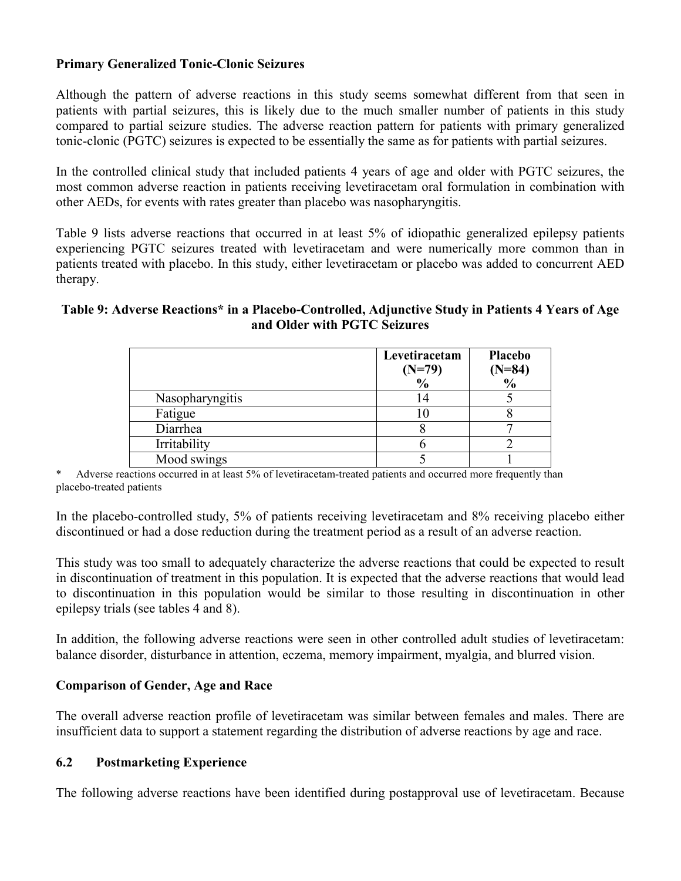**Primary Generalized Tonic-Clonic Seizures**

Although the pattern of adverse reactions in this study seems somewhat different from that seen in patients with partial seizures, this is likely due to the much smaller number of patients in this study compared to partial seizure studies. The adverse reaction pattern for patients with primary generalized tonic-clonic (PGTC) seizures is expected to be essentially the same as for patients with partial seizures.

In the controlled clinical study that included patients 4 years of age and older with PGTC seizures, the most common adverse reaction in patients receiving levetiracetam oral formulation in combination with other AEDs, for events with rates greater than placebo was nasopharyngitis.

Table 9 lists adverse reactions that occurred in at least 5% of idiopathic generalized epilepsy patients experiencing PGTC seizures treated with levetiracetam and were numerically more common than in patients treated with placebo. In this study, either levetiracetam or placebo was added to concurrent AED therapy.

**Table 9: Adverse Reactions* in a Placebo-Controlled, Adjunctive Study in Patients 4 Years of Age and Older with PGTC Seizures**

| | Levetiracetam (N=79) % | Placebo (N=84) % |
|---|---|---|
| Nasopharyngitis | 14 | 5 |
| Fatigue | 10 | 8 |
| Diarrhea | 8 | 7 |
| Irritability | 6 | 2 |
| Mood swings | 5 | 1 |

\* Adverse reactions occurred in at least 5% of levetiracetam-treated patients and occurred more frequently than placebo-treated patients

In the placebo-controlled study, 5% of patients receiving levetiracetam and 8% receiving placebo either discontinued or had a dose reduction during the treatment period as a result of an adverse reaction.

This study was too small to adequately characterize the adverse reactions that could be expected to result in discontinuation of treatment in this population. It is expected that the adverse reactions that would lead to discontinuation in this population would be similar to those resulting in discontinuation in other epilepsy trials (see tables 4 and 8).

In addition, the following adverse reactions were seen in other controlled adult studies of levetiracetam: balance disorder, disturbance in attention, eczema, memory impairment, myalgia, and blurred vision.

**Comparison of Gender, Age and Race**

The overall adverse reaction profile of levetiracetam was similar between females and males. There are insufficient data to support a statement regarding the distribution of adverse reactions by age and race.

## 6.2 Postmarketing Experience

The following adverse reactions have been identified during postapproval use of levetiracetam. Because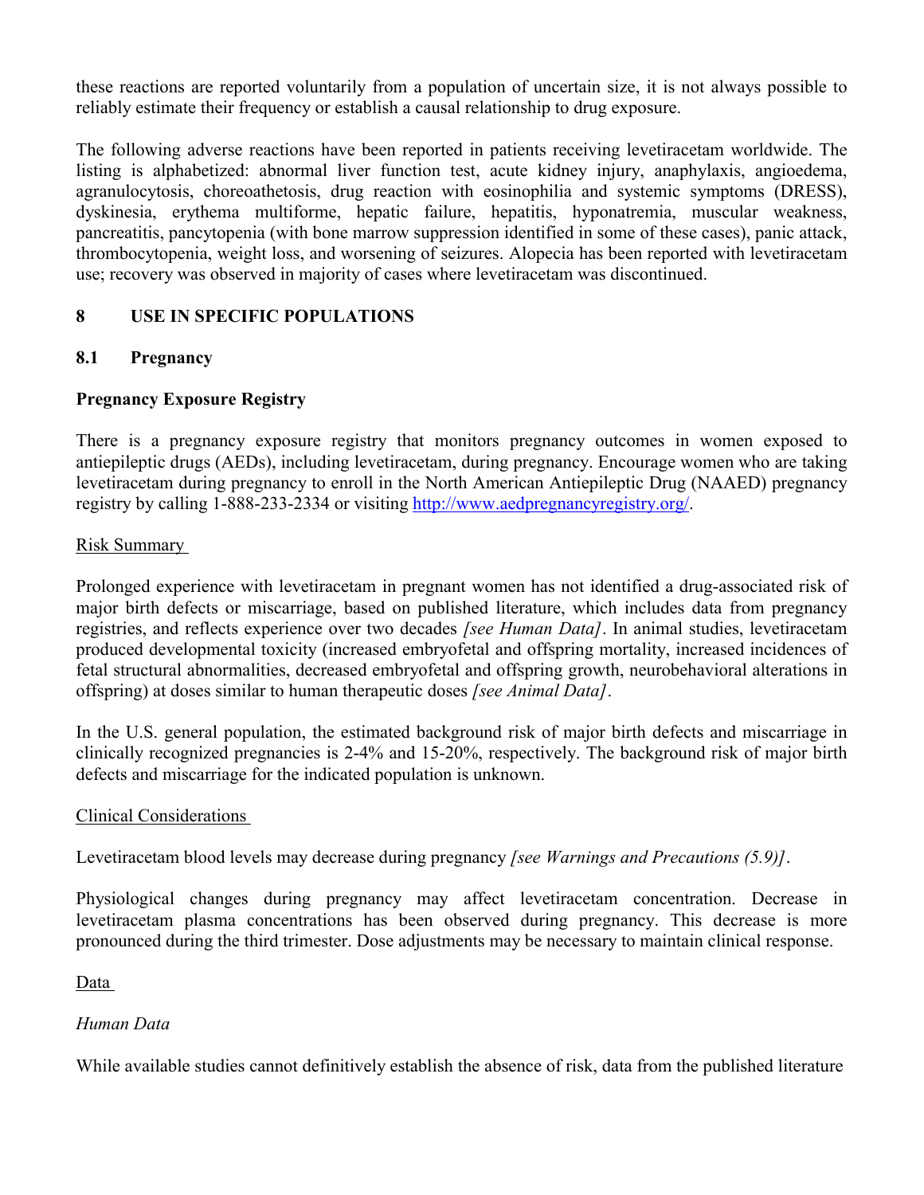these reactions are reported voluntarily from a population of uncertain size, it is not always possible to reliably estimate their frequency or establish a causal relationship to drug exposure.

The following adverse reactions have been reported in patients receiving levetiracetam worldwide. The listing is alphabetized: abnormal liver function test, acute kidney injury, anaphylaxis, angioedema, agranulocytosis, choreoathetosis, drug reaction with eosinophilia and systemic symptoms (DRESS), dyskinesia, erythema multiforme, hepatic failure, hepatitis, hyponatremia, muscular weakness, pancreatitis, pancytopenia (with bone marrow suppression identified in some of these cases), panic attack, thrombocytopenia, weight loss, and worsening of seizures. Alopecia has been reported with levetiracetam use; recovery was observed in majority of cases where levetiracetam was discontinued.

## 8 USE IN SPECIFIC POPULATIONS

### 8.1 Pregnancy

**Pregnancy Exposure Registry**

There is a pregnancy exposure registry that monitors pregnancy outcomes in women exposed to antiepileptic drugs (AEDs), including levetiracetam, during pregnancy. Encourage women who are taking levetiracetam during pregnancy to enroll in the North American Antiepileptic Drug (NAAED) pregnancy registry by calling 1-888-233-2334 or visiting http://www.aedpregnancyregistry.org/.

Risk Summary

Prolonged experience with levetiracetam in pregnant women has not identified a drug-associated risk of major birth defects or miscarriage, based on published literature, which includes data from pregnancy registries, and reflects experience over two decades *[see Human Data]*. In animal studies, levetiracetam produced developmental toxicity (increased embryofetal and offspring mortality, increased incidences of fetal structural abnormalities, decreased embryofetal and offspring growth, neurobehavioral alterations in offspring) at doses similar to human therapeutic doses *[see Animal Data]*.

In the U.S. general population, the estimated background risk of major birth defects and miscarriage in clinically recognized pregnancies is 2-4% and 15-20%, respectively. The background risk of major birth defects and miscarriage for the indicated population is unknown.

Clinical Considerations

Levetiracetam blood levels may decrease during pregnancy *[see Warnings and Precautions (5.9)]*.

Physiological changes during pregnancy may affect levetiracetam concentration. Decrease in levetiracetam plasma concentrations has been observed during pregnancy. This decrease is more pronounced during the third trimester. Dose adjustments may be necessary to maintain clinical response.

Data

*Human Data*

While available studies cannot definitively establish the absence of risk, data from the published literature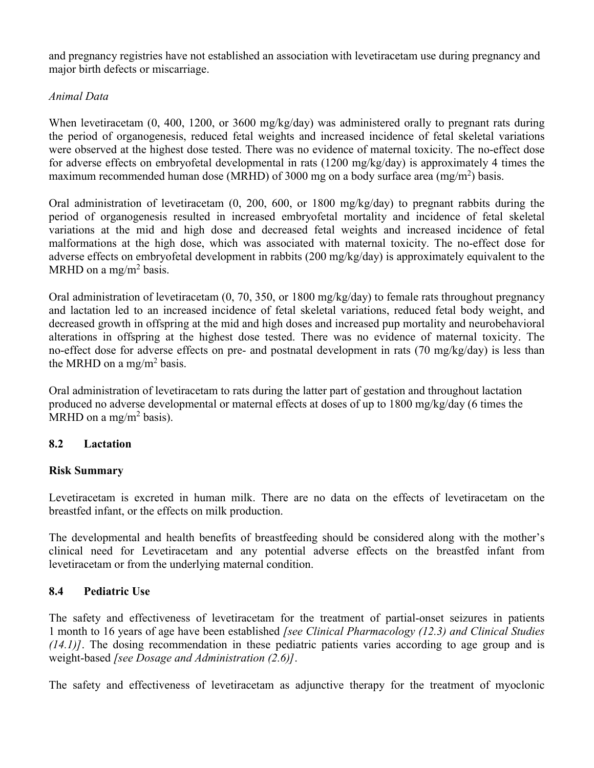and pregnancy registries have not established an association with levetiracetam use during pregnancy and major birth defects or miscarriage.

*Animal Data*

When levetiracetam (0, 400, 1200, or 3600 mg/kg/day) was administered orally to pregnant rats during the period of organogenesis, reduced fetal weights and increased incidence of fetal skeletal variations were observed at the highest dose tested. There was no evidence of maternal toxicity. The no-effect dose for adverse effects on embryofetal developmental in rats (1200 mg/kg/day) is approximately 4 times the maximum recommended human dose (MRHD) of 3000 mg on a body surface area ($mg/m^2$) basis.

Oral administration of levetiracetam (0, 200, 600, or 1800 mg/kg/day) to pregnant rabbits during the period of organogenesis resulted in increased embryofetal mortality and incidence of fetal skeletal variations at the mid and high dose and decreased fetal weights and increased incidence of fetal malformations at the high dose, which was associated with maternal toxicity. The no-effect dose for adverse effects on embryofetal development in rabbits (200 mg/kg/day) is approximately equivalent to the MRHD on a $mg/m^2$ basis.

Oral administration of levetiracetam (0, 70, 350, or 1800 mg/kg/day) to female rats throughout pregnancy and lactation led to an increased incidence of fetal skeletal variations, reduced fetal body weight, and decreased growth in offspring at the mid and high doses and increased pup mortality and neurobehavioral alterations in offspring at the highest dose tested. There was no evidence of maternal toxicity. The no-effect dose for adverse effects on pre- and postnatal development in rats (70 mg/kg/day) is less than the MRHD on a $mg/m^2$ basis.

Oral administration of levetiracetam to rats during the latter part of gestation and throughout lactation produced no adverse developmental or maternal effects at doses of up to 1800 mg/kg/day (6 times the MRHD on a $mg/m^2$ basis).

## 8.2 Lactation

**Risk Summary**

Levetiracetam is excreted in human milk. There are no data on the effects of levetiracetam on the breastfed infant, or the effects on milk production.

The developmental and health benefits of breastfeeding should be considered along with the mother's clinical need for Levetiracetam and any potential adverse effects on the breastfed infant from levetiracetam or from the underlying maternal condition.

## 8.4 Pediatric Use

The safety and effectiveness of levetiracetam for the treatment of partial-onset seizures in patients 1 month to 16 years of age have been established *[see Clinical Pharmacology (12.3) and Clinical Studies (14.1)]*. The dosing recommendation in these pediatric patients varies according to age group and is weight-based *[see Dosage and Administration (2.6)]*.

The safety and effectiveness of levetiracetam as adjunctive therapy for the treatment of myoclonic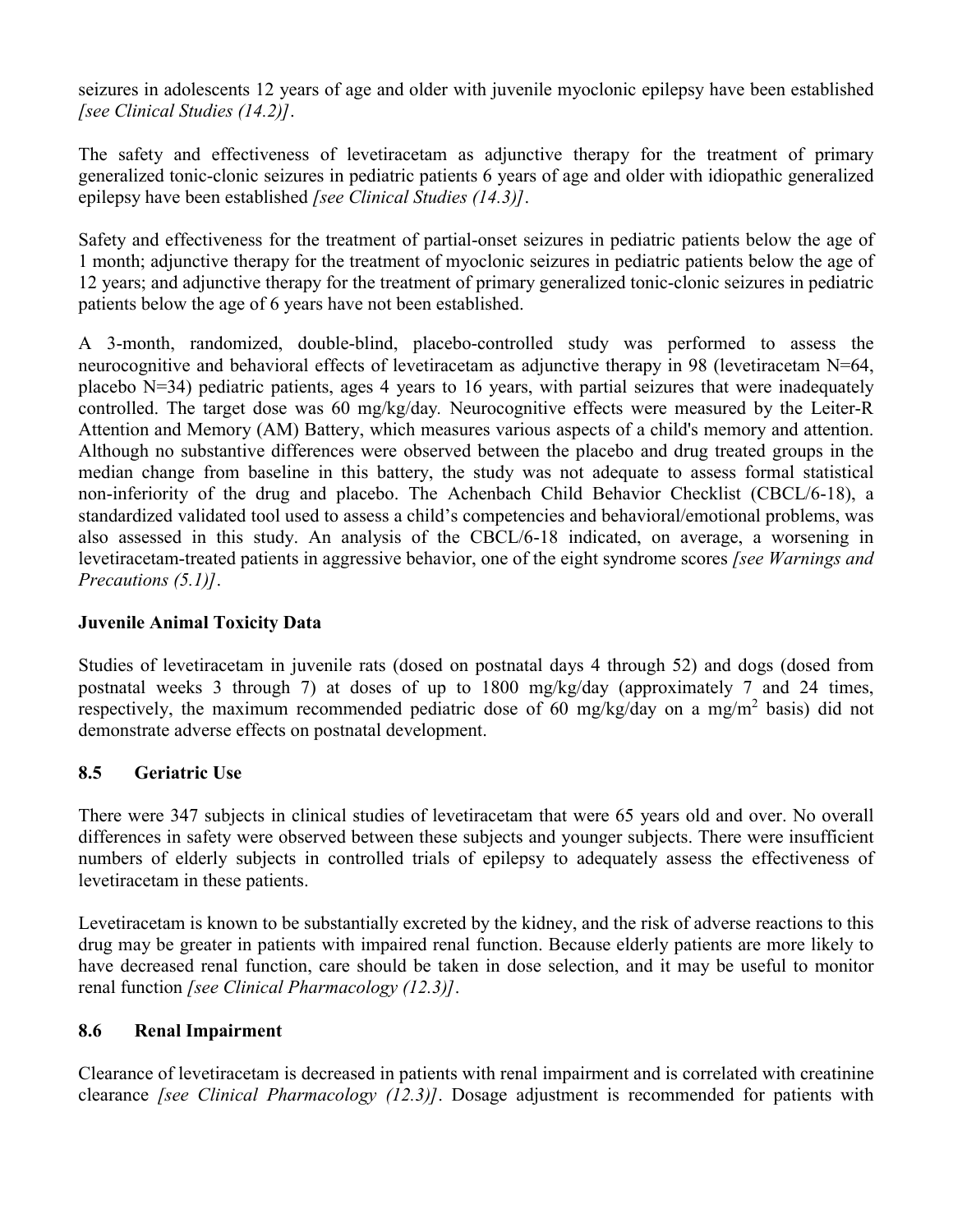seizures in adolescents 12 years of age and older with juvenile myoclonic epilepsy have been established *[see Clinical Studies (14.2)]*.

The safety and effectiveness of levetiracetam as adjunctive therapy for the treatment of primary generalized tonic-clonic seizures in pediatric patients 6 years of age and older with idiopathic generalized epilepsy have been established *[see Clinical Studies (14.3)]*.

Safety and effectiveness for the treatment of partial-onset seizures in pediatric patients below the age of 1 month; adjunctive therapy for the treatment of myoclonic seizures in pediatric patients below the age of 12 years; and adjunctive therapy for the treatment of primary generalized tonic-clonic seizures in pediatric patients below the age of 6 years have not been established.

A 3-month, randomized, double-blind, placebo-controlled study was performed to assess the neurocognitive and behavioral effects of levetiracetam as adjunctive therapy in 98 (levetiracetam N=64, placebo N=34) pediatric patients, ages 4 years to 16 years, with partial seizures that were inadequately controlled. The target dose was 60 mg/kg/day. Neurocognitive effects were measured by the Leiter-R Attention and Memory (AM) Battery, which measures various aspects of a child's memory and attention. Although no substantive differences were observed between the placebo and drug treated groups in the median change from baseline in this battery, the study was not adequate to assess formal statistical non-inferiority of the drug and placebo. The Achenbach Child Behavior Checklist (CBCL/6-18), a standardized validated tool used to assess a child's competencies and behavioral/emotional problems, was also assessed in this study. An analysis of the CBCL/6-18 indicated, on average, a worsening in levetiracetam-treated patients in aggressive behavior, one of the eight syndrome scores *[see Warnings and Precautions (5.1)]*.

**Juvenile Animal Toxicity Data**

Studies of levetiracetam in juvenile rats (dosed on postnatal days 4 through 52) and dogs (dosed from postnatal weeks 3 through 7) at doses of up to 1800 mg/kg/day (approximately 7 and 24 times, respectively, the maximum recommended pediatric dose of 60 mg/kg/day on a mg/m$^2$ basis) did not demonstrate adverse effects on postnatal development.

## 8.5 Geriatric Use

There were 347 subjects in clinical studies of levetiracetam that were 65 years old and over. No overall differences in safety were observed between these subjects and younger subjects. There were insufficient numbers of elderly subjects in controlled trials of epilepsy to adequately assess the effectiveness of levetiracetam in these patients.

Levetiracetam is known to be substantially excreted by the kidney, and the risk of adverse reactions to this drug may be greater in patients with impaired renal function. Because elderly patients are more likely to have decreased renal function, care should be taken in dose selection, and it may be useful to monitor renal function *[see Clinical Pharmacology (12.3)]*.

## 8.6 Renal Impairment

Clearance of levetiracetam is decreased in patients with renal impairment and is correlated with creatinine clearance *[see Clinical Pharmacology (12.3)]*. Dosage adjustment is recommended for patients with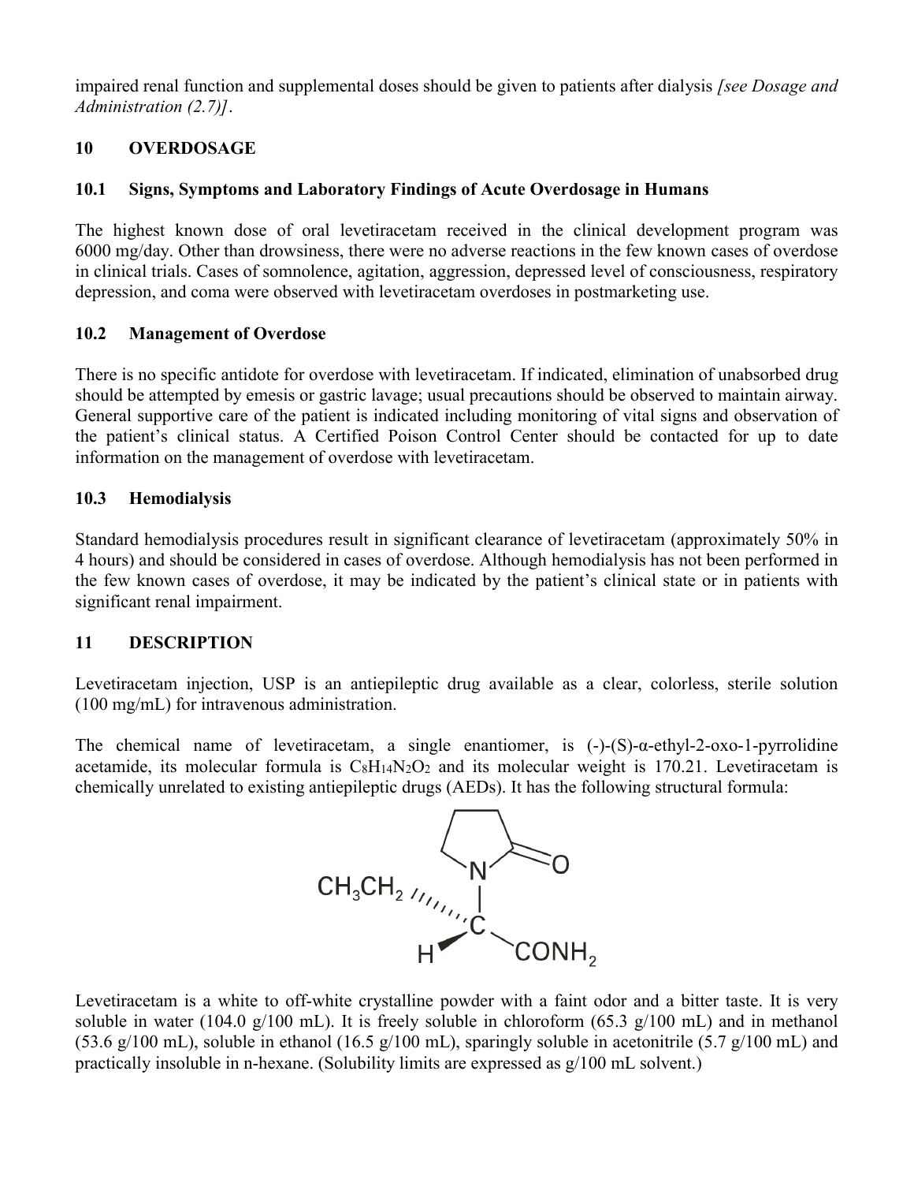impaired renal function and supplemental doses should be given to patients after dialysis *[see Dosage and Administration (2.7)]*.

## 10 OVERDOSAGE

### 10.1 Signs, Symptoms and Laboratory Findings of Acute Overdosage in Humans

The highest known dose of oral levetiracetam received in the clinical development program was 6000 mg/day. Other than drowsiness, there were no adverse reactions in the few known cases of overdose in clinical trials. Cases of somnolence, agitation, aggression, depressed level of consciousness, respiratory depression, and coma were observed with levetiracetam overdoses in postmarketing use.

### 10.2 Management of Overdose

There is no specific antidote for overdose with levetiracetam. If indicated, elimination of unabsorbed drug should be attempted by emesis or gastric lavage; usual precautions should be observed to maintain airway. General supportive care of the patient is indicated including monitoring of vital signs and observation of the patient's clinical status. A Certified Poison Control Center should be contacted for up to date information on the management of overdose with levetiracetam.

### 10.3 Hemodialysis

Standard hemodialysis procedures result in significant clearance of levetiracetam (approximately 50% in 4 hours) and should be considered in cases of overdose. Although hemodialysis has not been performed in the few known cases of overdose, it may be indicated by the patient's clinical state or in patients with significant renal impairment.

## 11 DESCRIPTION

Levetiracetam injection, USP is an antiepileptic drug available as a clear, colorless, sterile solution (100 mg/mL) for intravenous administration.

The chemical name of levetiracetam, a single enantiomer, is (-)-(S)-α-ethyl-2-oxo-1-pyrrolidine acetamide, its molecular formula is $C_8H_{14}N_2O_2$ and its molecular weight is 170.21. Levetiracetam is chemically unrelated to existing antiepileptic drugs (AEDs). It has the following structural formula:

Levetiracetam is a white to off-white crystalline powder with a faint odor and a bitter taste. It is very soluble in water (104.0 g/100 mL). It is freely soluble in chloroform (65.3 g/100 mL) and in methanol (53.6 g/100 mL), soluble in ethanol (16.5 g/100 mL), sparingly soluble in acetonitrile (5.7 g/100 mL) and practically insoluble in n-hexane. (Solubility limits are expressed as g/100 mL solvent.)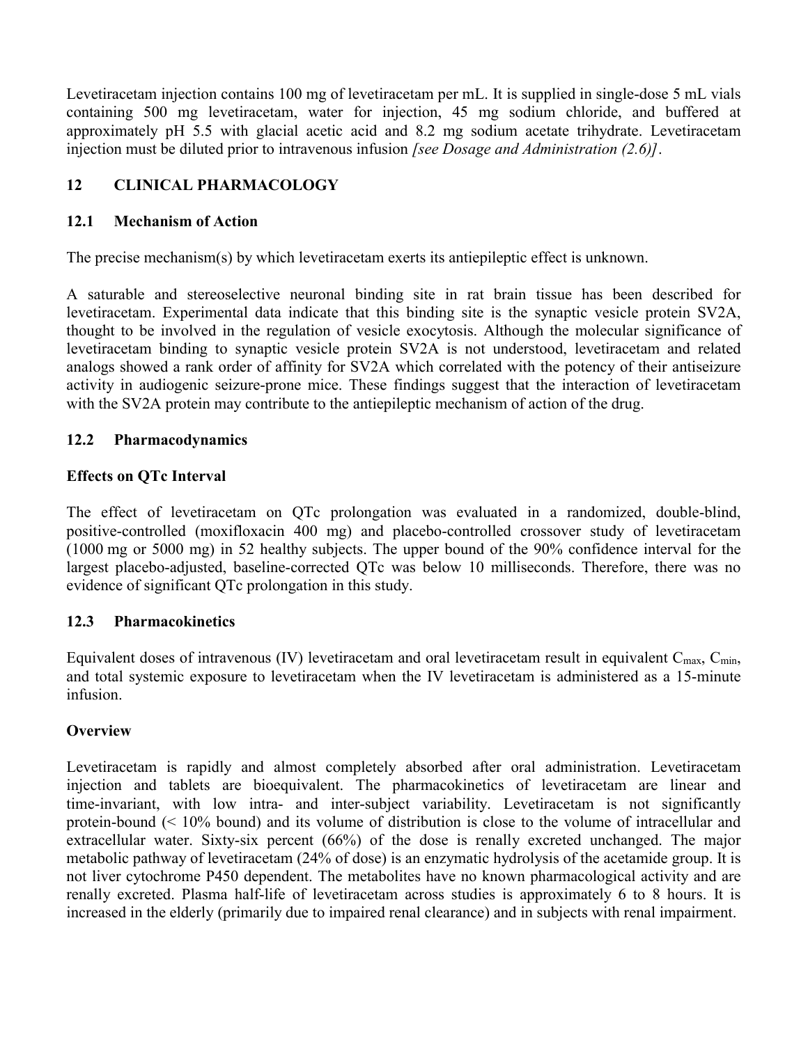Levetiracetam injection contains 100 mg of levetiracetam per mL. It is supplied in single-dose 5 mL vials containing 500 mg levetiracetam, water for injection, 45 mg sodium chloride, and buffered at approximately pH 5.5 with glacial acetic acid and 8.2 mg sodium acetate trihydrate. Levetiracetam injection must be diluted prior to intravenous infusion *[see Dosage and Administration (2.6)]*.

## 12 CLINICAL PHARMACOLOGY

### 12.1 Mechanism of Action

The precise mechanism(s) by which levetiracetam exerts its antiepileptic effect is unknown.

A saturable and stereoselective neuronal binding site in rat brain tissue has been described for levetiracetam. Experimental data indicate that this binding site is the synaptic vesicle protein SV2A, thought to be involved in the regulation of vesicle exocytosis. Although the molecular significance of levetiracetam binding to synaptic vesicle protein SV2A is not understood, levetiracetam and related analogs showed a rank order of affinity for SV2A which correlated with the potency of their antiseizure activity in audiogenic seizure-prone mice. These findings suggest that the interaction of levetiracetam with the SV2A protein may contribute to the antiepileptic mechanism of action of the drug.

### 12.2 Pharmacodynamics

**Effects on QTc Interval**

The effect of levetiracetam on QTc prolongation was evaluated in a randomized, double-blind, positive-controlled (moxifloxacin 400 mg) and placebo-controlled crossover study of levetiracetam (1000 mg or 5000 mg) in 52 healthy subjects. The upper bound of the 90% confidence interval for the largest placebo-adjusted, baseline-corrected QTc was below 10 milliseconds. Therefore, there was no evidence of significant QTc prolongation in this study.

### 12.3 Pharmacokinetics

Equivalent doses of intravenous (IV) levetiracetam and oral levetiracetam result in equivalent $C_{max}$, $C_{min}$, and total systemic exposure to levetiracetam when the IV levetiracetam is administered as a 15-minute infusion.

**Overview**

Levetiracetam is rapidly and almost completely absorbed after oral administration. Levetiracetam injection and tablets are bioequivalent. The pharmacokinetics of levetiracetam are linear and time-invariant, with low intra- and inter-subject variability. Levetiracetam is not significantly protein-bound (< 10% bound) and its volume of distribution is close to the volume of intracellular and extracellular water. Sixty-six percent (66%) of the dose is renally excreted unchanged. The major metabolic pathway of levetiracetam (24% of dose) is an enzymatic hydrolysis of the acetamide group. It is not liver cytochrome P450 dependent. The metabolites have no known pharmacological activity and are renally excreted. Plasma half-life of levetiracetam across studies is approximately 6 to 8 hours. It is increased in the elderly (primarily due to impaired renal clearance) and in subjects with renal impairment.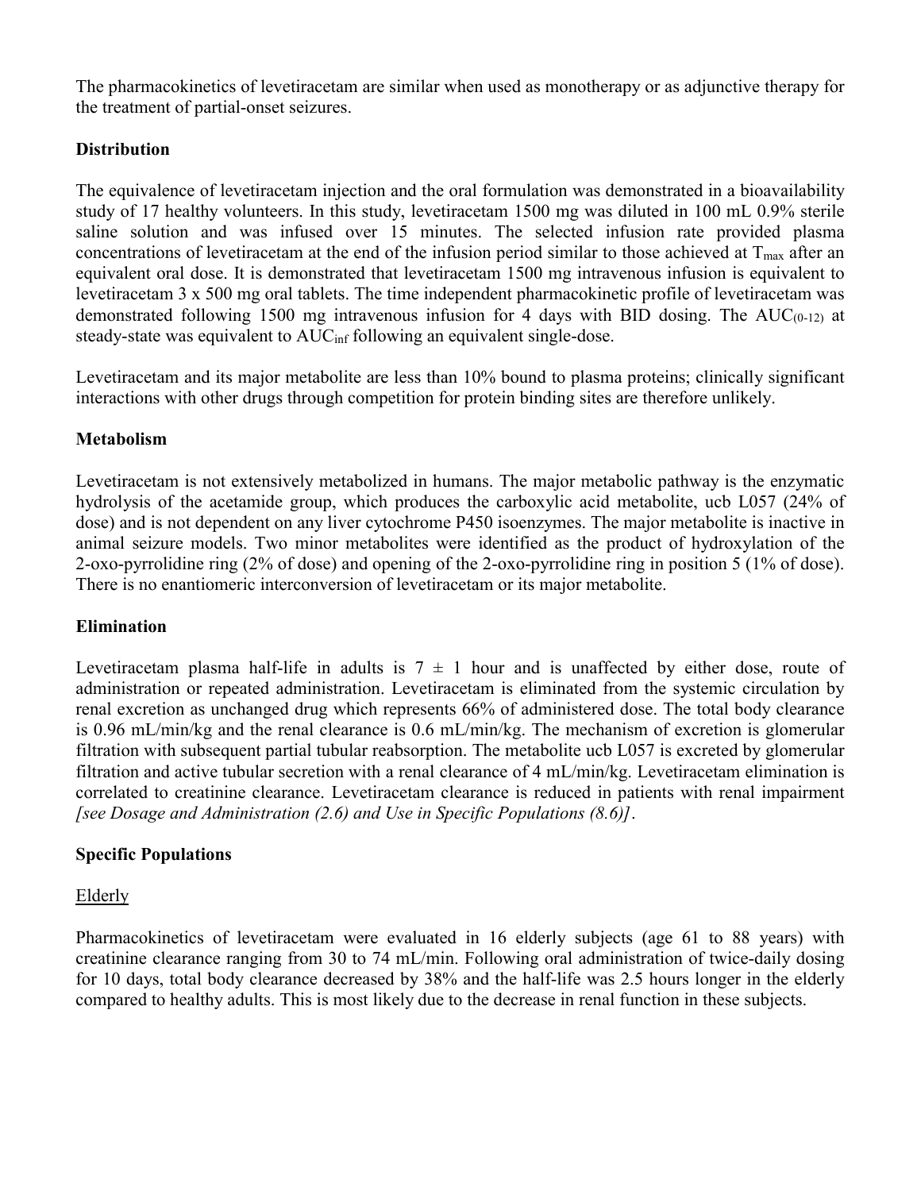The pharmacokinetics of levetiracetam are similar when used as monotherapy or as adjunctive therapy for the treatment of partial-onset seizures.

**Distribution**

The equivalence of levetiracetam injection and the oral formulation was demonstrated in a bioavailability study of 17 healthy volunteers. In this study, levetiracetam 1500 mg was diluted in 100 mL 0.9% sterile saline solution and was infused over 15 minutes. The selected infusion rate provided plasma concentrations of levetiracetam at the end of the infusion period similar to those achieved at $T_{max}$ after an equivalent oral dose. It is demonstrated that levetiracetam 1500 mg intravenous infusion is equivalent to levetiracetam 3 x 500 mg oral tablets. The time independent pharmacokinetic profile of levetiracetam was demonstrated following 1500 mg intravenous infusion for 4 days with BID dosing. The $AUC_{(0-12)}$ at steady-state was equivalent to $AUC_{inf}$ following an equivalent single-dose.

Levetiracetam and its major metabolite are less than 10% bound to plasma proteins; clinically significant interactions with other drugs through competition for protein binding sites are therefore unlikely.

**Metabolism**

Levetiracetam is not extensively metabolized in humans. The major metabolic pathway is the enzymatic hydrolysis of the acetamide group, which produces the carboxylic acid metabolite, ucb L057 (24% of dose) and is not dependent on any liver cytochrome P450 isoenzymes. The major metabolite is inactive in animal seizure models. Two minor metabolites were identified as the product of hydroxylation of the 2-oxo-pyrrolidine ring (2% of dose) and opening of the 2-oxo-pyrrolidine ring in position 5 (1% of dose). There is no enantiomeric interconversion of levetiracetam or its major metabolite.

**Elimination**

Levetiracetam plasma half-life in adults is $7 \pm 1$ hour and is unaffected by either dose, route of administration or repeated administration. Levetiracetam is eliminated from the systemic circulation by renal excretion as unchanged drug which represents 66% of administered dose. The total body clearance is 0.96 mL/min/kg and the renal clearance is 0.6 mL/min/kg. The mechanism of excretion is glomerular filtration with subsequent partial tubular reabsorption. The metabolite ucb L057 is excreted by glomerular filtration and active tubular secretion with a renal clearance of 4 mL/min/kg. Levetiracetam elimination is correlated to creatinine clearance. Levetiracetam clearance is reduced in patients with renal impairment *[see Dosage and Administration (2.6) and Use in Specific Populations (8.6)]*.

**Specific Populations**

Elderly

Pharmacokinetics of levetiracetam were evaluated in 16 elderly subjects (age 61 to 88 years) with creatinine clearance ranging from 30 to 74 mL/min. Following oral administration of twice-daily dosing for 10 days, total body clearance decreased by 38% and the half-life was 2.5 hours longer in the elderly compared to healthy adults. This is most likely due to the decrease in renal function in these subjects.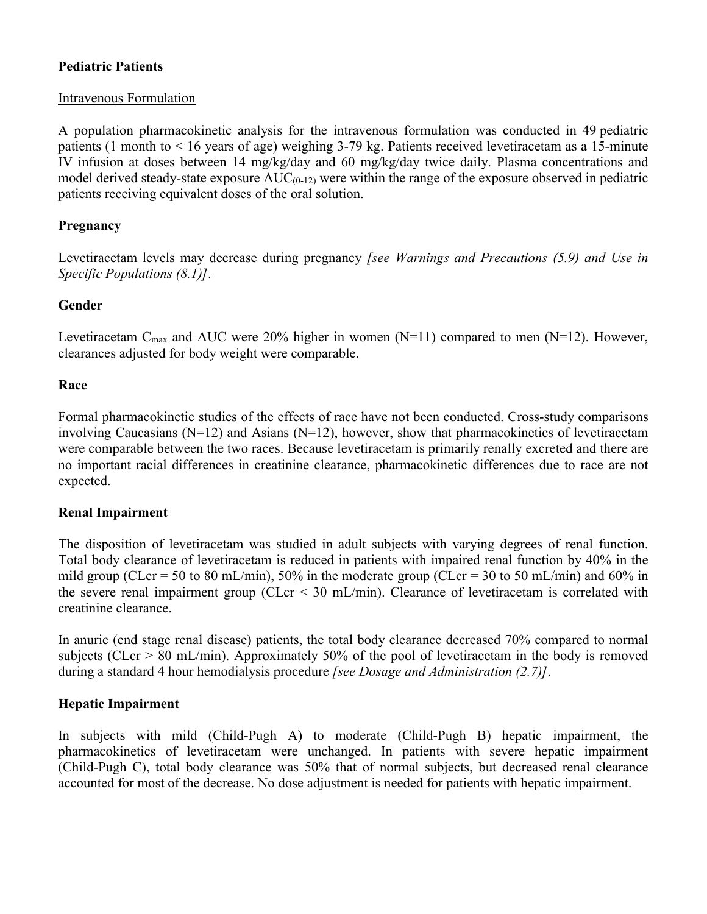**Pediatric Patients**

Intravenous Formulation

A population pharmacokinetic analysis for the intravenous formulation was conducted in 49 pediatric patients (1 month to < 16 years of age) weighing 3-79 kg. Patients received levetiracetam as a 15-minute IV infusion at doses between 14 mg/kg/day and 60 mg/kg/day twice daily. Plasma concentrations and model derived steady-state exposure $AUC_{(0-12)}$ were within the range of the exposure observed in pediatric patients receiving equivalent doses of the oral solution.

**Pregnancy**

Levetiracetam levels may decrease during pregnancy *[see Warnings and Precautions (5.9) and Use in Specific Populations (8.1)]*.

**Gender**

Levetiracetam $C_{max}$ and AUC were 20% higher in women (N=11) compared to men (N=12). However, clearances adjusted for body weight were comparable.

**Race**

Formal pharmacokinetic studies of the effects of race have not been conducted. Cross-study comparisons involving Caucasians (N=12) and Asians (N=12), however, show that pharmacokinetics of levetiracetam were comparable between the two races. Because levetiracetam is primarily renally excreted and there are no important racial differences in creatinine clearance, pharmacokinetic differences due to race are not expected.

**Renal Impairment**

The disposition of levetiracetam was studied in adult subjects with varying degrees of renal function. Total body clearance of levetiracetam is reduced in patients with impaired renal function by 40% in the mild group (CLcr = 50 to 80 mL/min), 50% in the moderate group (CLcr = 30 to 50 mL/min) and 60% in the severe renal impairment group (CLcr < 30 mL/min). Clearance of levetiracetam is correlated with creatinine clearance.

In anuric (end stage renal disease) patients, the total body clearance decreased 70% compared to normal subjects (CLcr > 80 mL/min). Approximately 50% of the pool of levetiracetam in the body is removed during a standard 4 hour hemodialysis procedure *[see Dosage and Administration (2.7)]*.

**Hepatic Impairment**

In subjects with mild (Child-Pugh A) to moderate (Child-Pugh B) hepatic impairment, the pharmacokinetics of levetiracetam were unchanged. In patients with severe hepatic impairment (Child-Pugh C), total body clearance was 50% that of normal subjects, but decreased renal clearance accounted for most of the decrease. No dose adjustment is needed for patients with hepatic impairment.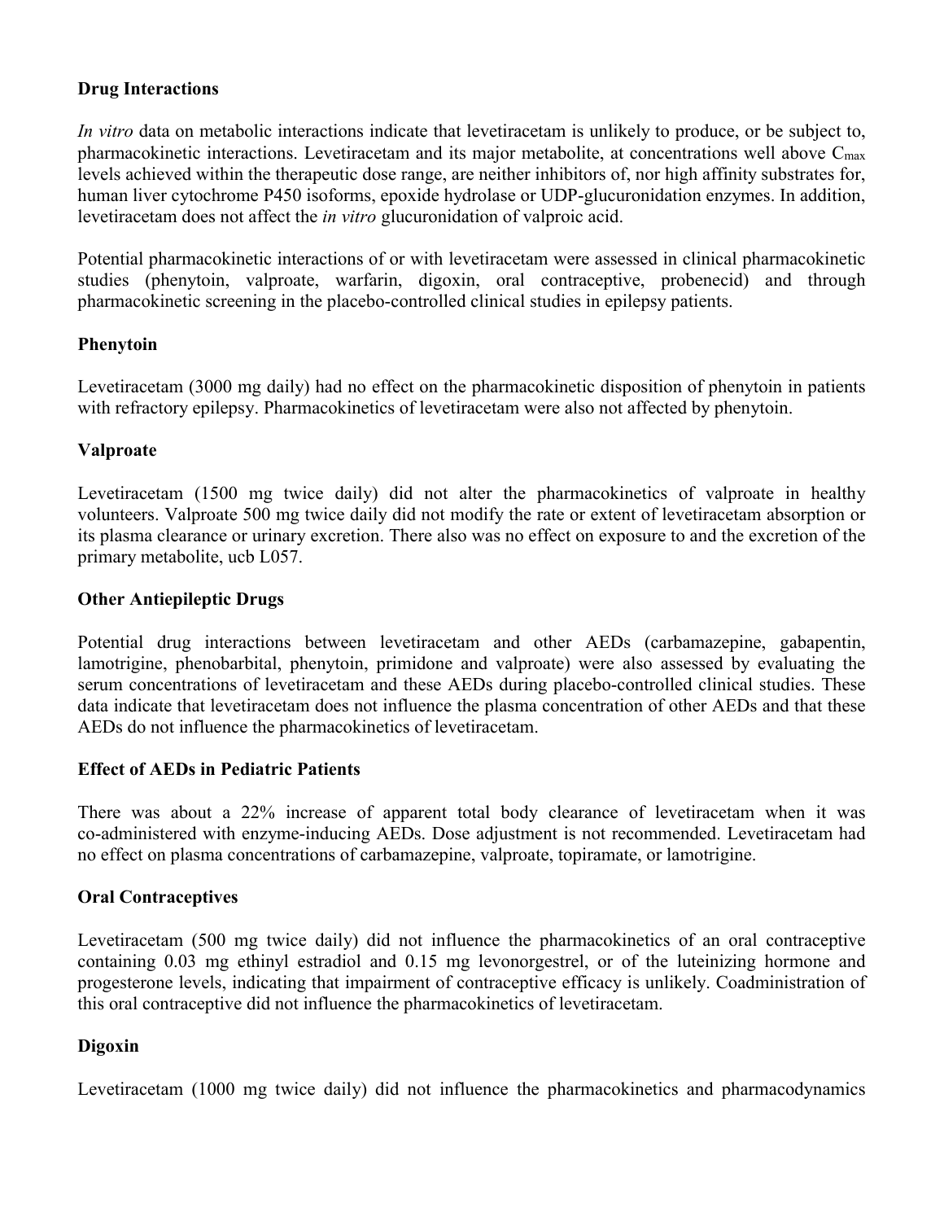**Drug Interactions**

*In vitro* data on metabolic interactions indicate that levetiracetam is unlikely to produce, or be subject to, pharmacokinetic interactions. Levetiracetam and its major metabolite, at concentrations well above $C_{max}$ levels achieved within the therapeutic dose range, are neither inhibitors of, nor high affinity substrates for, human liver cytochrome P450 isoforms, epoxide hydrolase or UDP-glucuronidation enzymes. In addition, levetiracetam does not affect the *in vitro* glucuronidation of valproic acid.

Potential pharmacokinetic interactions of or with levetiracetam were assessed in clinical pharmacokinetic studies (phenytoin, valproate, warfarin, digoxin, oral contraceptive, probenecid) and through pharmacokinetic screening in the placebo-controlled clinical studies in epilepsy patients.

**Phenytoin**

Levetiracetam (3000 mg daily) had no effect on the pharmacokinetic disposition of phenytoin in patients with refractory epilepsy. Pharmacokinetics of levetiracetam were also not affected by phenytoin.

**Valproate**

Levetiracetam (1500 mg twice daily) did not alter the pharmacokinetics of valproate in healthy volunteers. Valproate 500 mg twice daily did not modify the rate or extent of levetiracetam absorption or its plasma clearance or urinary excretion. There also was no effect on exposure to and the excretion of the primary metabolite, ucb L057.

**Other Antiepileptic Drugs**

Potential drug interactions between levetiracetam and other AEDs (carbamazepine, gabapentin, lamotrigine, phenobarbital, phenytoin, primidone and valproate) were also assessed by evaluating the serum concentrations of levetiracetam and these AEDs during placebo-controlled clinical studies. These data indicate that levetiracetam does not influence the plasma concentration of other AEDs and that these AEDs do not influence the pharmacokinetics of levetiracetam.

**Effect of AEDs in Pediatric Patients**

There was about a 22% increase of apparent total body clearance of levetiracetam when it was co-administered with enzyme-inducing AEDs. Dose adjustment is not recommended. Levetiracetam had no effect on plasma concentrations of carbamazepine, valproate, topiramate, or lamotrigine.

**Oral Contraceptives**

Levetiracetam (500 mg twice daily) did not influence the pharmacokinetics of an oral contraceptive containing 0.03 mg ethinyl estradiol and 0.15 mg levonorgestrel, or of the luteinizing hormone and progesterone levels, indicating that impairment of contraceptive efficacy is unlikely. Coadministration of this oral contraceptive did not influence the pharmacokinetics of levetiracetam.

**Digoxin**

Levetiracetam (1000 mg twice daily) did not influence the pharmacokinetics and pharmacodynamics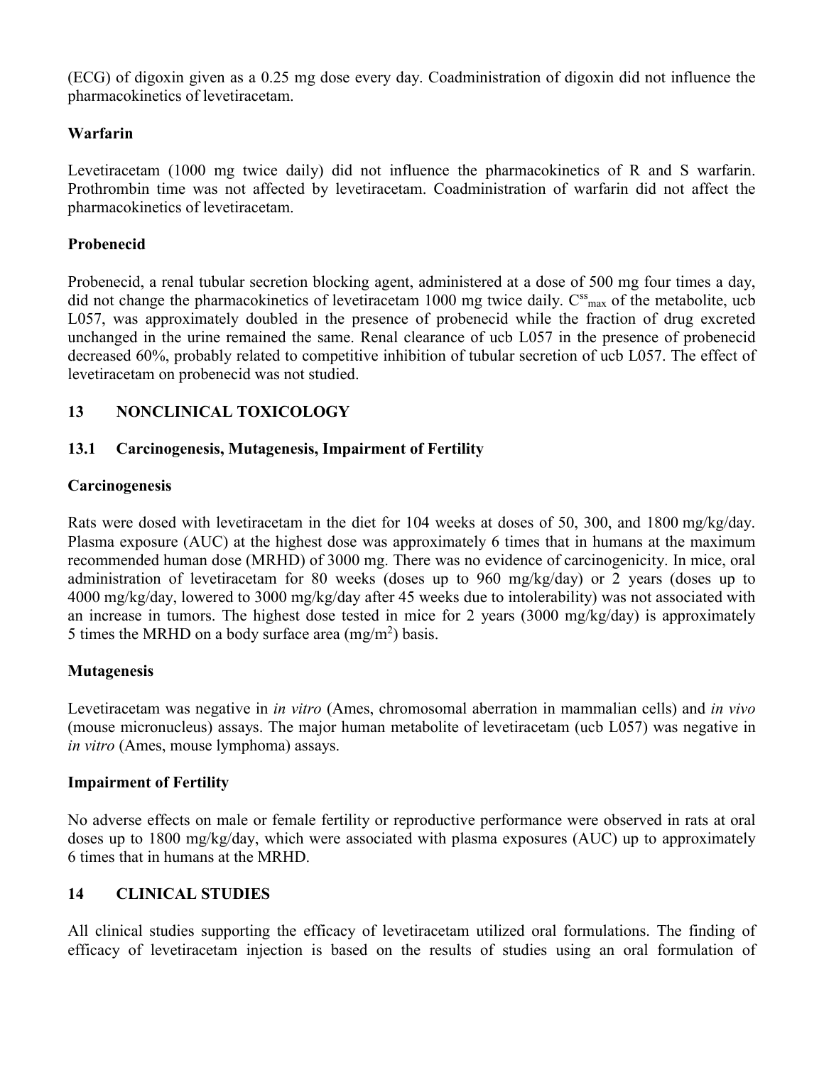(ECG) of digoxin given as a 0.25 mg dose every day. Coadministration of digoxin did not influence the pharmacokinetics of levetiracetam.

**Warfarin**

Levetiracetam (1000 mg twice daily) did not influence the pharmacokinetics of R and S warfarin. Prothrombin time was not affected by levetiracetam. Coadministration of warfarin did not affect the pharmacokinetics of levetiracetam.

**Probenecid**

Probenecid, a renal tubular secretion blocking agent, administered at a dose of 500 mg four times a day, did not change the pharmacokinetics of levetiracetam 1000 mg twice daily. $C^{ss}_{max}$ of the metabolite, ucb L057, was approximately doubled in the presence of probenecid while the fraction of drug excreted unchanged in the urine remained the same. Renal clearance of ucb L057 in the presence of probenecid decreased 60%, probably related to competitive inhibition of tubular secretion of ucb L057. The effect of levetiracetam on probenecid was not studied.

## 13 NONCLINICAL TOXICOLOGY

### 13.1 Carcinogenesis, Mutagenesis, Impairment of Fertility

**Carcinogenesis**

Rats were dosed with levetiracetam in the diet for 104 weeks at doses of 50, 300, and 1800 mg/kg/day. Plasma exposure (AUC) at the highest dose was approximately 6 times that in humans at the maximum recommended human dose (MRHD) of 3000 mg. There was no evidence of carcinogenicity. In mice, oral administration of levetiracetam for 80 weeks (doses up to 960 mg/kg/day) or 2 years (doses up to 4000 mg/kg/day, lowered to 3000 mg/kg/day after 45 weeks due to intolerability) was not associated with an increase in tumors. The highest dose tested in mice for 2 years (3000 mg/kg/day) is approximately 5 times the MRHD on a body surface area ($mg/m^2$) basis.

**Mutagenesis**

Levetiracetam was negative in *in vitro* (Ames, chromosomal aberration in mammalian cells) and *in vivo* (mouse micronucleus) assays. The major human metabolite of levetiracetam (ucb L057) was negative in *in vitro* (Ames, mouse lymphoma) assays.

**Impairment of Fertility**

No adverse effects on male or female fertility or reproductive performance were observed in rats at oral doses up to 1800 mg/kg/day, which were associated with plasma exposures (AUC) up to approximately 6 times that in humans at the MRHD.

## 14 CLINICAL STUDIES

All clinical studies supporting the efficacy of levetiracetam utilized oral formulations. The finding of efficacy of levetiracetam injection is based on the results of studies using an oral formulation of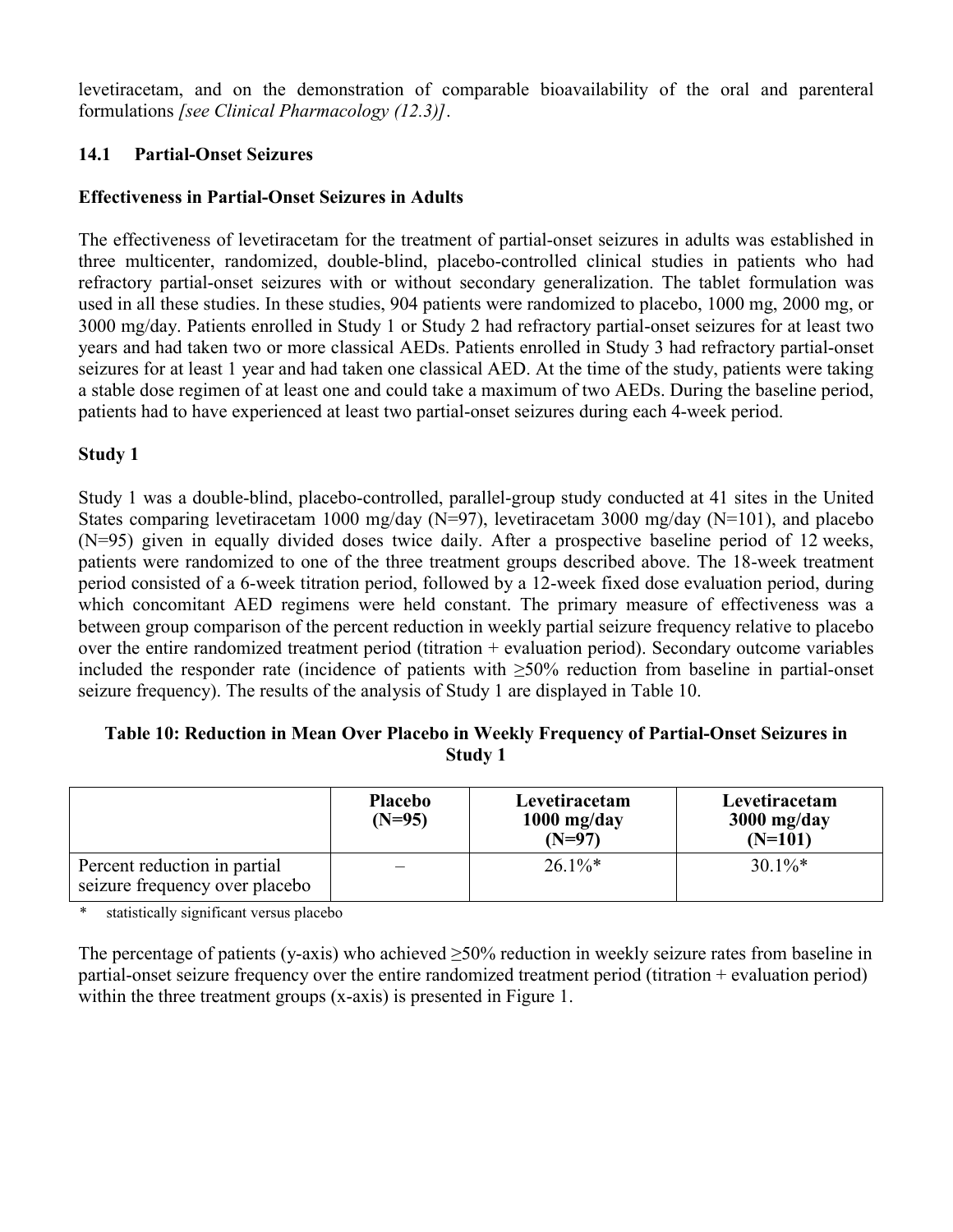levetiracetam, and on the demonstration of comparable bioavailability of the oral and parenteral formulations *[see Clinical Pharmacology (12.3)]*.

### 14.1 Partial-Onset Seizures

**Effectiveness in Partial-Onset Seizures in Adults**

The effectiveness of levetiracetam for the treatment of partial-onset seizures in adults was established in three multicenter, randomized, double-blind, placebo-controlled clinical studies in patients who had refractory partial-onset seizures with or without secondary generalization. The tablet formulation was used in all these studies. In these studies, 904 patients were randomized to placebo, 1000 mg, 2000 mg, or 3000 mg/day. Patients enrolled in Study 1 or Study 2 had refractory partial-onset seizures for at least two years and had taken two or more classical AEDs. Patients enrolled in Study 3 had refractory partial-onset seizures for at least 1 year and had taken one classical AED. At the time of the study, patients were taking a stable dose regimen of at least one and could take a maximum of two AEDs. During the baseline period, patients had to have experienced at least two partial-onset seizures during each 4-week period.

**Study 1**

Study 1 was a double-blind, placebo-controlled, parallel-group study conducted at 41 sites in the United States comparing levetiracetam 1000 mg/day (N=97), levetiracetam 3000 mg/day (N=101), and placebo (N=95) given in equally divided doses twice daily. After a prospective baseline period of 12 weeks, patients were randomized to one of the three treatment groups described above. The 18-week treatment period consisted of a 6-week titration period, followed by a 12-week fixed dose evaluation period, during which concomitant AED regimens were held constant. The primary measure of effectiveness was a between group comparison of the percent reduction in weekly partial seizure frequency relative to placebo over the entire randomized treatment period (titration + evaluation period). Secondary outcome variables included the responder rate (incidence of patients with ≥50% reduction from baseline in partial-onset seizure frequency). The results of the analysis of Study 1 are displayed in Table 10.

**Table 10: Reduction in Mean Over Placebo in Weekly Frequency of Partial-Onset Seizures in Study 1**

| | Placebo (N=95) | Levetiracetam 1000 mg/day (N=97) | Levetiracetam 3000 mg/day (N=101) |
|---|---|---|---|
| Percent reduction in partial seizure frequency over placebo | – | 26.1%* | 30.1%* |

\* statistically significant versus placebo

The percentage of patients (y-axis) who achieved ≥50% reduction in weekly seizure rates from baseline in partial-onset seizure frequency over the entire randomized treatment period (titration + evaluation period) within the three treatment groups (x-axis) is presented in Figure 1.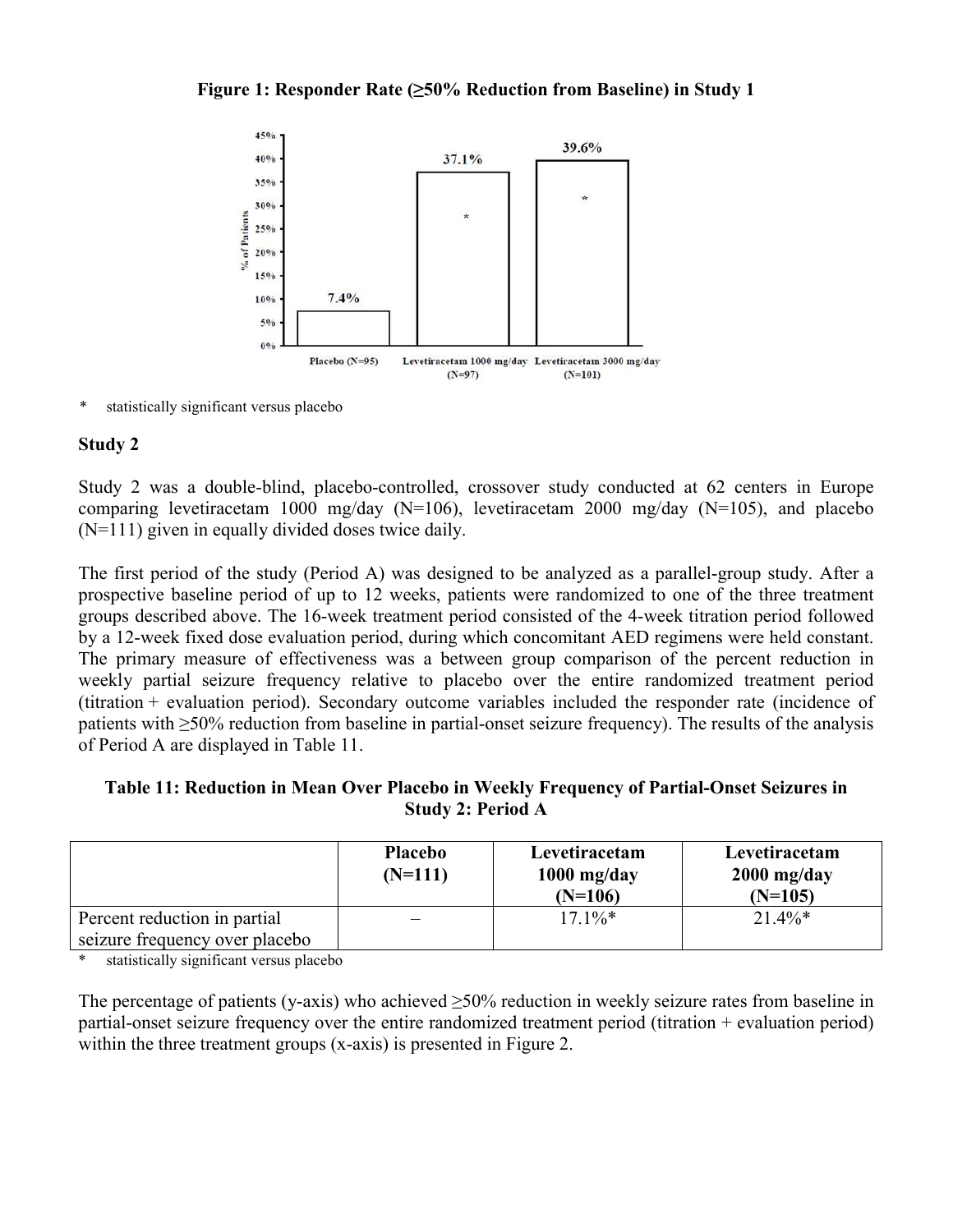**Figure 1: Responder Rate (≥50% Reduction from Baseline) in Study 1**

\* statistically significant versus placebo

**Study 2**

Study 2 was a double-blind, placebo-controlled, crossover study conducted at 62 centers in Europe comparing levetiracetam 1000 mg/day (N=106), levetiracetam 2000 mg/day (N=105), and placebo (N=111) given in equally divided doses twice daily.

The first period of the study (Period A) was designed to be analyzed as a parallel-group study. After a prospective baseline period of up to 12 weeks, patients were randomized to one of the three treatment groups described above. The 16-week treatment period consisted of the 4-week titration period followed by a 12-week fixed dose evaluation period, during which concomitant AED regimens were held constant. The primary measure of effectiveness was a between group comparison of the percent reduction in weekly partial seizure frequency relative to placebo over the entire randomized treatment period (titration + evaluation period). Secondary outcome variables included the responder rate (incidence of patients with ≥50% reduction from baseline in partial-onset seizure frequency). The results of the analysis of Period A are displayed in Table 11.

**Table 11: Reduction in Mean Over Placebo in Weekly Frequency of Partial-Onset Seizures in Study 2: Period A**

| | Placebo (N=111) | Levetiracetam 1000 mg/day (N=106) | Levetiracetam 2000 mg/day (N=105) |
|---|---|---|---|
| Percent reduction in partial seizure frequency over placebo | – | 17.1%* | 21.4%* |

\* statistically significant versus placebo

The percentage of patients (y-axis) who achieved ≥50% reduction in weekly seizure rates from baseline in partial-onset seizure frequency over the entire randomized treatment period (titration + evaluation period) within the three treatment groups (x-axis) is presented in Figure 2.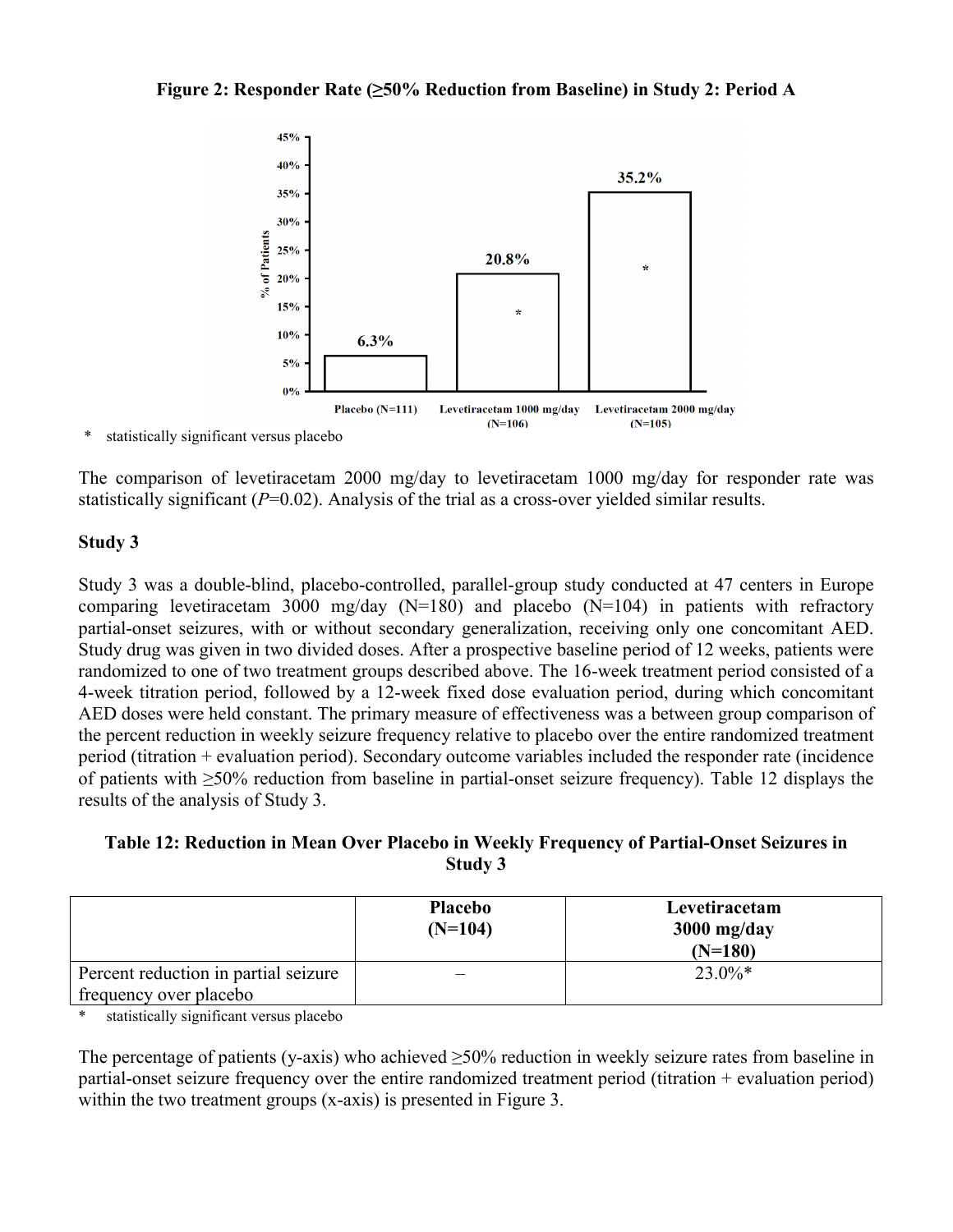**Figure 2: Responder Rate (≥50% Reduction from Baseline) in Study 2: Period A**

| | % of Patients |
|---|---|
| Placebo (N=111) | 6.3% |
| Levetiracetam 1000 mg/day (N=106) | 20.8%* |
| Levetiracetam 2000 mg/day (N=105) | 35.2%* |

\* statistically significant versus placebo

The comparison of levetiracetam 2000 mg/day to levetiracetam 1000 mg/day for responder rate was statistically significant (*P*=0.02). Analysis of the trial as a cross-over yielded similar results.

**Study 3**

Study 3 was a double-blind, placebo-controlled, parallel-group study conducted at 47 centers in Europe comparing levetiracetam 3000 mg/day (N=180) and placebo (N=104) in patients with refractory partial-onset seizures, with or without secondary generalization, receiving only one concomitant AED. Study drug was given in two divided doses. After a prospective baseline period of 12 weeks, patients were randomized to one of two treatment groups described above. The 16-week treatment period consisted of a 4-week titration period, followed by a 12-week fixed dose evaluation period, during which concomitant AED doses were held constant. The primary measure of effectiveness was a between group comparison of the percent reduction in weekly seizure frequency relative to placebo over the entire randomized treatment period (titration + evaluation period). Secondary outcome variables included the responder rate (incidence of patients with ≥50% reduction from baseline in partial-onset seizure frequency). Table 12 displays the results of the analysis of Study 3.

**Table 12: Reduction in Mean Over Placebo in Weekly Frequency of Partial-Onset Seizures in Study 3**

| | Placebo (N=104) | Levetiracetam 3000 mg/day (N=180) |
|---|---|---|
| Percent reduction in partial seizure frequency over placebo | – | 23.0%* |

\* statistically significant versus placebo

The percentage of patients (y-axis) who achieved ≥50% reduction in weekly seizure rates from baseline in partial-onset seizure frequency over the entire randomized treatment period (titration + evaluation period) within the two treatment groups (x-axis) is presented in Figure 3.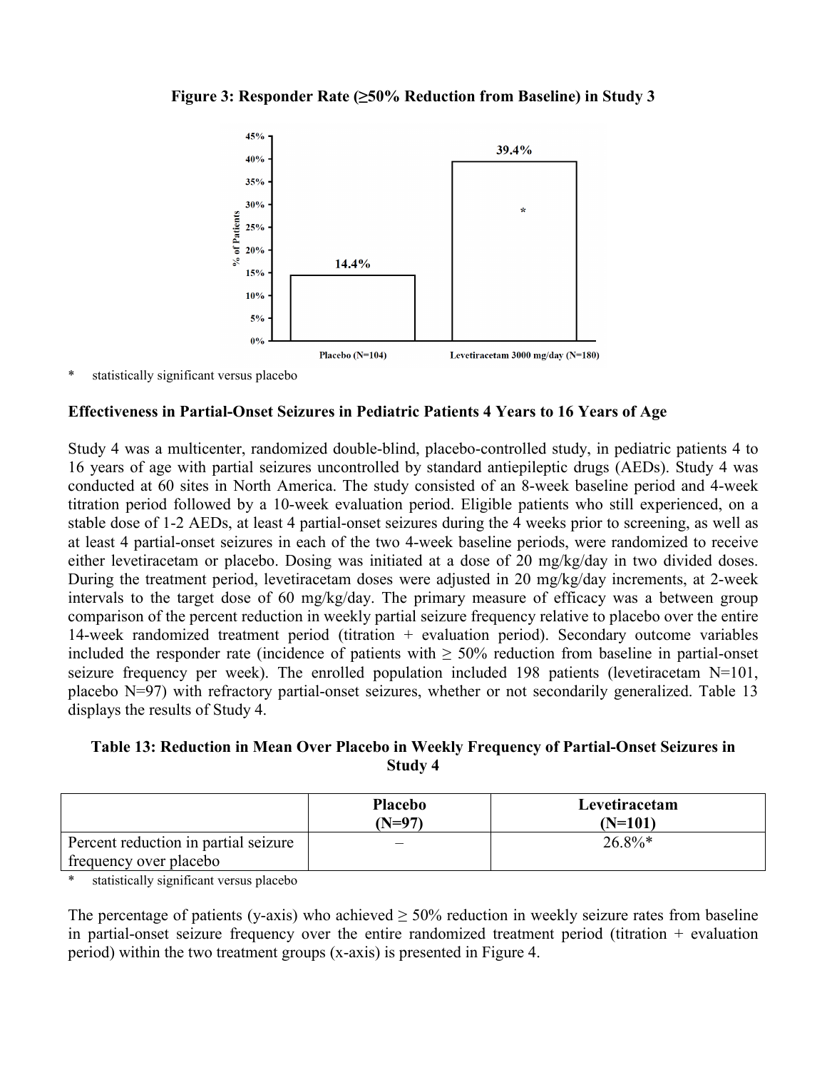**Figure 3: Responder Rate (≥50% Reduction from Baseline) in Study 3**

| | Placebo (N=104) | Levetiracetam 3000 mg/day (N=180) |
|---|---|---|
| % of Patients | 14.4% | 39.4%* |

\* statistically significant versus placebo

**Effectiveness in Partial-Onset Seizures in Pediatric Patients 4 Years to 16 Years of Age**

Study 4 was a multicenter, randomized double-blind, placebo-controlled study, in pediatric patients 4 to 16 years of age with partial seizures uncontrolled by standard antiepileptic drugs (AEDs). Study 4 was conducted at 60 sites in North America. The study consisted of an 8-week baseline period and 4-week titration period followed by a 10-week evaluation period. Eligible patients who still experienced, on a stable dose of 1-2 AEDs, at least 4 partial-onset seizures during the 4 weeks prior to screening, as well as at least 4 partial-onset seizures in each of the two 4-week baseline periods, were randomized to receive either levetiracetam or placebo. Dosing was initiated at a dose of 20 mg/kg/day in two divided doses. During the treatment period, levetiracetam doses were adjusted in 20 mg/kg/day increments, at 2-week intervals to the target dose of 60 mg/kg/day. The primary measure of efficacy was a between group comparison of the percent reduction in weekly partial seizure frequency relative to placebo over the entire 14-week randomized treatment period (titration + evaluation period). Secondary outcome variables included the responder rate (incidence of patients with ≥ 50% reduction from baseline in partial-onset seizure frequency per week). The enrolled population included 198 patients (levetiracetam N=101, placebo N=97) with refractory partial-onset seizures, whether or not secondarily generalized. Table 13 displays the results of Study 4.

**Table 13: Reduction in Mean Over Placebo in Weekly Frequency of Partial-Onset Seizures in Study 4**

| | Placebo (N=97) | Levetiracetam (N=101) |
|---|---|---|
| Percent reduction in partial seizure frequency over placebo | – | 26.8%* |

\* statistically significant versus placebo

The percentage of patients (y-axis) who achieved ≥ 50% reduction in weekly seizure rates from baseline in partial-onset seizure frequency over the entire randomized treatment period (titration + evaluation period) within the two treatment groups (x-axis) is presented in Figure 4.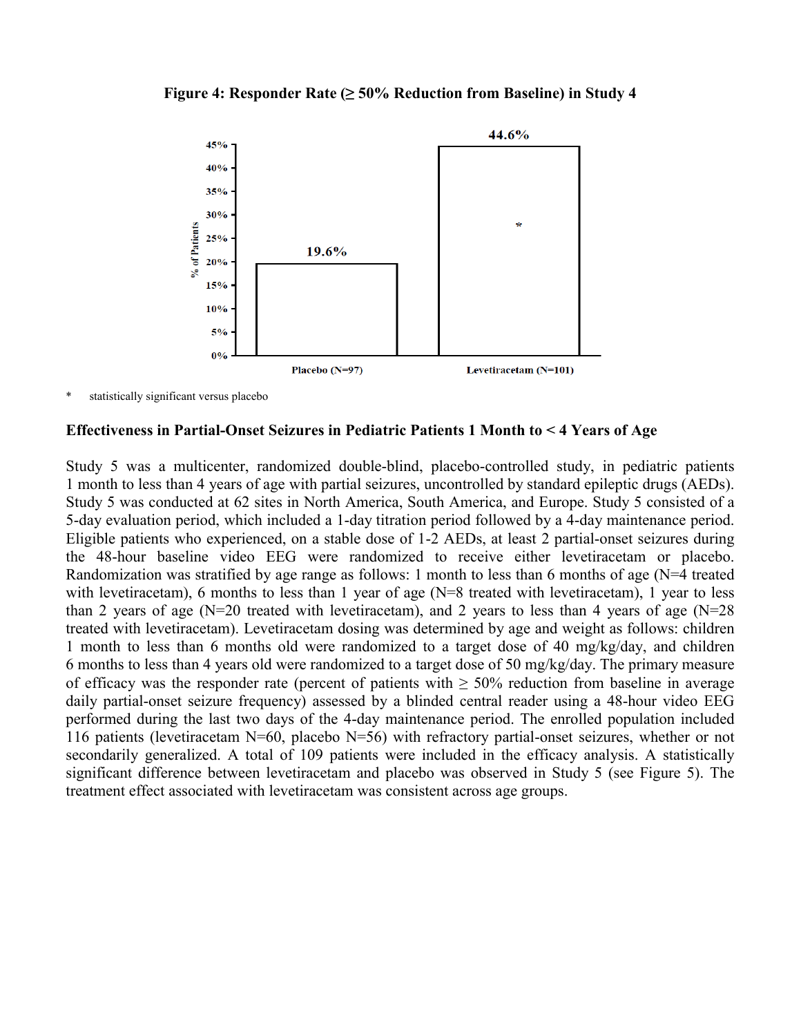**Figure 4: Responder Rate (≥ 50% Reduction from Baseline) in Study 4**

| | Placebo (N=97) | Levetiracetam (N=101) |
|---|---|---|
| % of Patients | 19.6% | 44.6%* |

\* statistically significant versus placebo

### Effectiveness in Partial-Onset Seizures in Pediatric Patients 1 Month to < 4 Years of Age

Study 5 was a multicenter, randomized double-blind, placebo-controlled study, in pediatric patients 1 month to less than 4 years of age with partial seizures, uncontrolled by standard epileptic drugs (AEDs). Study 5 was conducted at 62 sites in North America, South America, and Europe. Study 5 consisted of a 5-day evaluation period, which included a 1-day titration period followed by a 4-day maintenance period. Eligible patients who experienced, on a stable dose of 1-2 AEDs, at least 2 partial-onset seizures during the 48-hour baseline video EEG were randomized to receive either levetiracetam or placebo. Randomization was stratified by age range as follows: 1 month to less than 6 months of age (N=4 treated with levetiracetam), 6 months to less than 1 year of age (N=8 treated with levetiracetam), 1 year to less than 2 years of age (N=20 treated with levetiracetam), and 2 years to less than 4 years of age (N=28 treated with levetiracetam). Levetiracetam dosing was determined by age and weight as follows: children 1 month to less than 6 months old were randomized to a target dose of 40 mg/kg/day, and children 6 months to less than 4 years old were randomized to a target dose of 50 mg/kg/day. The primary measure of efficacy was the responder rate (percent of patients with ≥ 50% reduction from baseline in average daily partial-onset seizure frequency) assessed by a blinded central reader using a 48-hour video EEG performed during the last two days of the 4-day maintenance period. The enrolled population included 116 patients (levetiracetam N=60, placebo N=56) with refractory partial-onset seizures, whether or not secondarily generalized. A total of 109 patients were included in the efficacy analysis. A statistically significant difference between levetiracetam and placebo was observed in Study 5 (see Figure 5). The treatment effect associated with levetiracetam was consistent across age groups.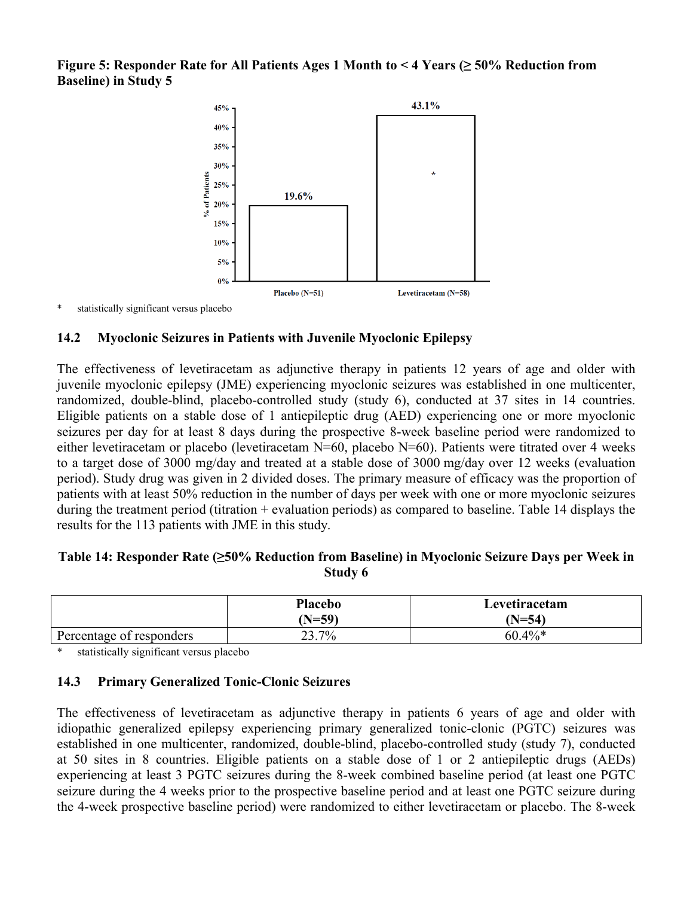**Figure 5: Responder Rate for All Patients Ages 1 Month to < 4 Years (≥ 50% Reduction from Baseline) in Study 5**

| | Placebo (N=51) | Levetiracetam (N=58) |
|---|---|---|
| % of Patients | 19.6% | 43.1%* |

\* statistically significant versus placebo

### 14.2 Myoclonic Seizures in Patients with Juvenile Myoclonic Epilepsy

The effectiveness of levetiracetam as adjunctive therapy in patients 12 years of age and older with juvenile myoclonic epilepsy (JME) experiencing myoclonic seizures was established in one multicenter, randomized, double-blind, placebo-controlled study (study 6), conducted at 37 sites in 14 countries. Eligible patients on a stable dose of 1 antiepileptic drug (AED) experiencing one or more myoclonic seizures per day for at least 8 days during the prospective 8-week baseline period were randomized to either levetiracetam or placebo (levetiracetam N=60, placebo N=60). Patients were titrated over 4 weeks to a target dose of 3000 mg/day and treated at a stable dose of 3000 mg/day over 12 weeks (evaluation period). Study drug was given in 2 divided doses. The primary measure of efficacy was the proportion of patients with at least 50% reduction in the number of days per week with one or more myoclonic seizures during the treatment period (titration + evaluation periods) as compared to baseline. Table 14 displays the results for the 113 patients with JME in this study.

**Table 14: Responder Rate (≥50% Reduction from Baseline) in Myoclonic Seizure Days per Week in Study 6**

| | Placebo (N=59) | Levetiracetam (N=54) |
|---|---|---|
| Percentage of responders | 23.7% | 60.4%* |

\* statistically significant versus placebo

### 14.3 Primary Generalized Tonic-Clonic Seizures

The effectiveness of levetiracetam as adjunctive therapy in patients 6 years of age and older with idiopathic generalized epilepsy experiencing primary generalized tonic-clonic (PGTC) seizures was established in one multicenter, randomized, double-blind, placebo-controlled study (study 7), conducted at 50 sites in 8 countries. Eligible patients on a stable dose of 1 or 2 antiepileptic drugs (AEDs) experiencing at least 3 PGTC seizures during the 8-week combined baseline period (at least one PGTC seizure during the 4 weeks prior to the prospective baseline period and at least one PGTC seizure during the 4-week prospective baseline period) were randomized to either levetiracetam or placebo. The 8-week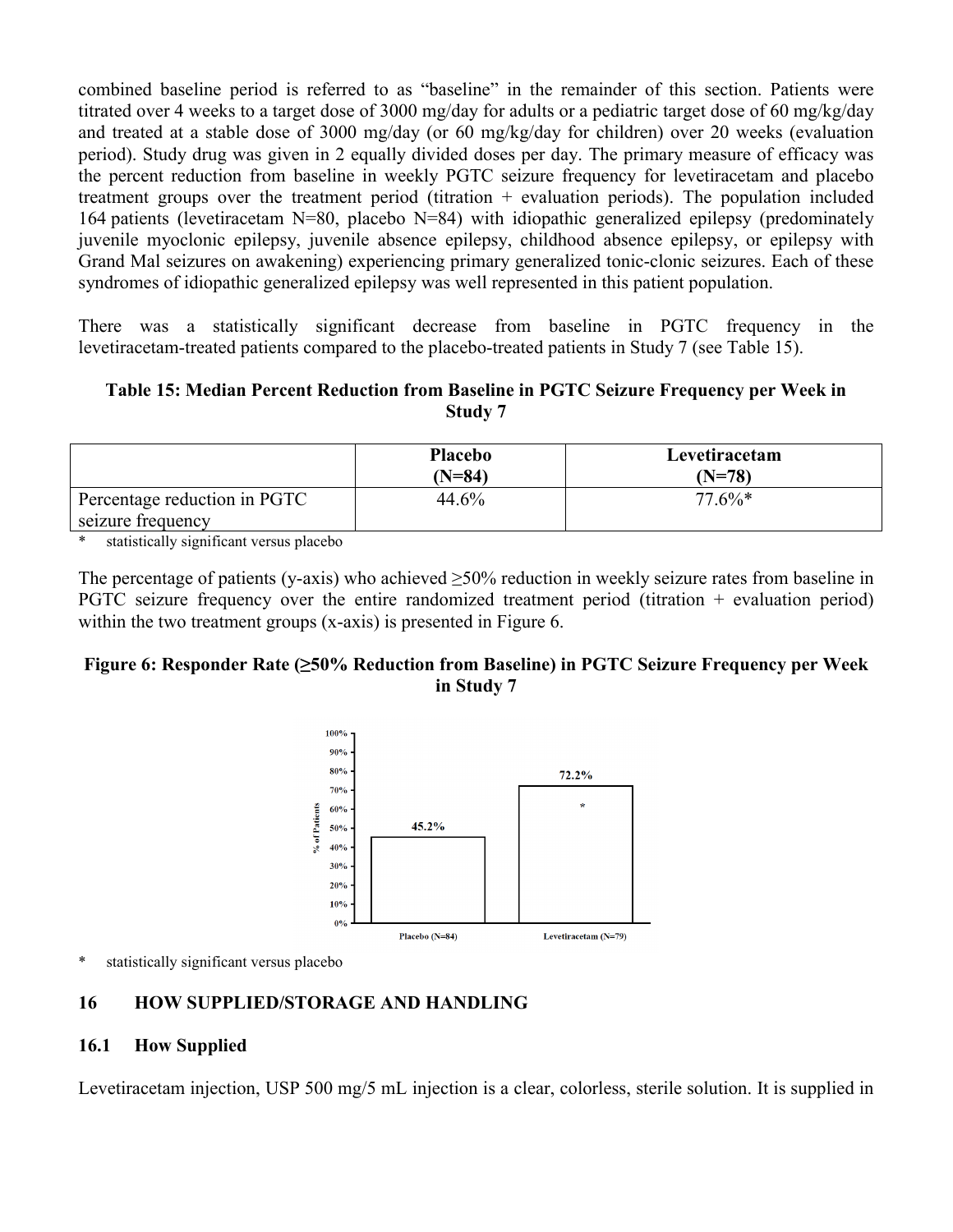combined baseline period is referred to as "baseline" in the remainder of this section. Patients were titrated over 4 weeks to a target dose of 3000 mg/day for adults or a pediatric target dose of 60 mg/kg/day and treated at a stable dose of 3000 mg/day (or 60 mg/kg/day for children) over 20 weeks (evaluation period). Study drug was given in 2 equally divided doses per day. The primary measure of efficacy was the percent reduction from baseline in weekly PGTC seizure frequency for levetiracetam and placebo treatment groups over the treatment period (titration + evaluation periods). The population included 164 patients (levetiracetam N=80, placebo N=84) with idiopathic generalized epilepsy (predominately juvenile myoclonic epilepsy, juvenile absence epilepsy, childhood absence epilepsy, or epilepsy with Grand Mal seizures on awakening) experiencing primary generalized tonic-clonic seizures. Each of these syndromes of idiopathic generalized epilepsy was well represented in this patient population.

There was a statistically significant decrease from baseline in PGTC frequency in the levetiracetam-treated patients compared to the placebo-treated patients in Study 7 (see Table 15).

**Table 15: Median Percent Reduction from Baseline in PGTC Seizure Frequency per Week in Study 7**

| | Placebo (N=84) | Levetiracetam (N=78) |
|---|---|---|
| Percentage reduction in PGTC seizure frequency | 44.6% | 77.6%* |

\* statistically significant versus placebo

The percentage of patients (y-axis) who achieved ≥50% reduction in weekly seizure rates from baseline in PGTC seizure frequency over the entire randomized treatment period (titration + evaluation period) within the two treatment groups (x-axis) is presented in Figure 6.

**Figure 6: Responder Rate (≥50% Reduction from Baseline) in PGTC Seizure Frequency per Week in Study 7**

| | Placebo (N=84) | Levetiracetam (N=79) |
|---|---|---|
| % of Patients | 45.2% | 72.2%* |

\* statistically significant versus placebo

## 16 HOW SUPPLIED/STORAGE AND HANDLING

### 16.1 How Supplied

Levetiracetam injection, USP 500 mg/5 mL injection is a clear, colorless, sterile solution. It is supplied in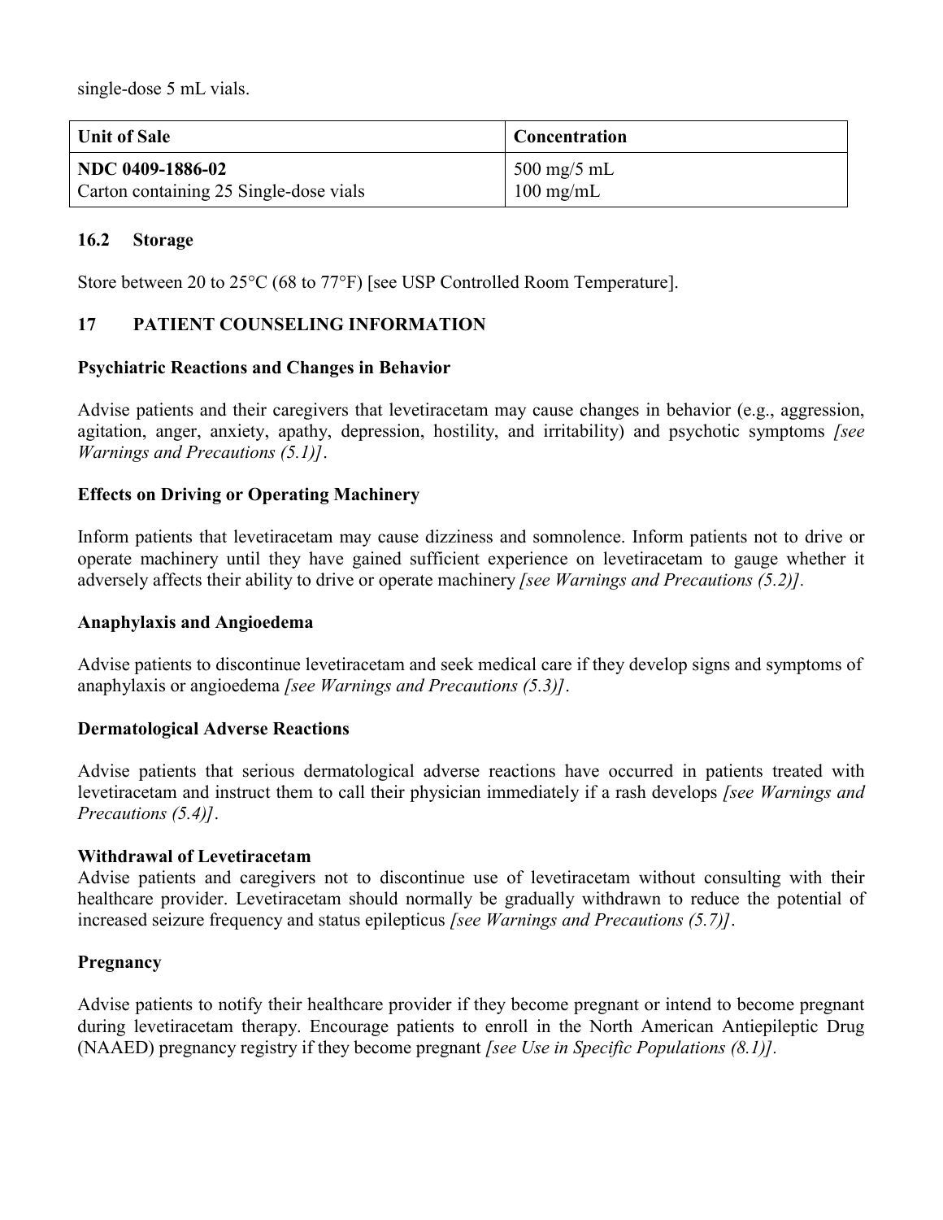single-dose 5 mL vials.

| Unit of Sale | Concentration |
|---|---|
| **NDC 0409-1886-02**<br>Carton containing 25 Single-dose vials | 500 mg/5 mL<br>100 mg/mL |

### 16.2 Storage

Store between 20 to 25°C (68 to 77°F) [see USP Controlled Room Temperature].

## 17 PATIENT COUNSELING INFORMATION

**Psychiatric Reactions and Changes in Behavior**

Advise patients and their caregivers that levetiracetam may cause changes in behavior (e.g., aggression, agitation, anger, anxiety, apathy, depression, hostility, and irritability) and psychotic symptoms *[see Warnings and Precautions (5.1)]*.

**Effects on Driving or Operating Machinery**

Inform patients that levetiracetam may cause dizziness and somnolence. Inform patients not to drive or operate machinery until they have gained sufficient experience on levetiracetam to gauge whether it adversely affects their ability to drive or operate machinery *[see Warnings and Precautions (5.2)].*

**Anaphylaxis and Angioedema**

Advise patients to discontinue levetiracetam and seek medical care if they develop signs and symptoms of anaphylaxis or angioedema *[see Warnings and Precautions (5.3)]*.

**Dermatological Adverse Reactions**

Advise patients that serious dermatological adverse reactions have occurred in patients treated with levetiracetam and instruct them to call their physician immediately if a rash develops *[see Warnings and Precautions (5.4)]*.

**Withdrawal of Levetiracetam**

Advise patients and caregivers not to discontinue use of levetiracetam without consulting with their healthcare provider. Levetiracetam should normally be gradually withdrawn to reduce the potential of increased seizure frequency and status epilepticus *[see Warnings and Precautions (5.7)]*.

**Pregnancy**

Advise patients to notify their healthcare provider if they become pregnant or intend to become pregnant during levetiracetam therapy. Encourage patients to enroll in the North American Antiepileptic Drug (NAAED) pregnancy registry if they become pregnant *[see Use in Specific Populations (8.1)].*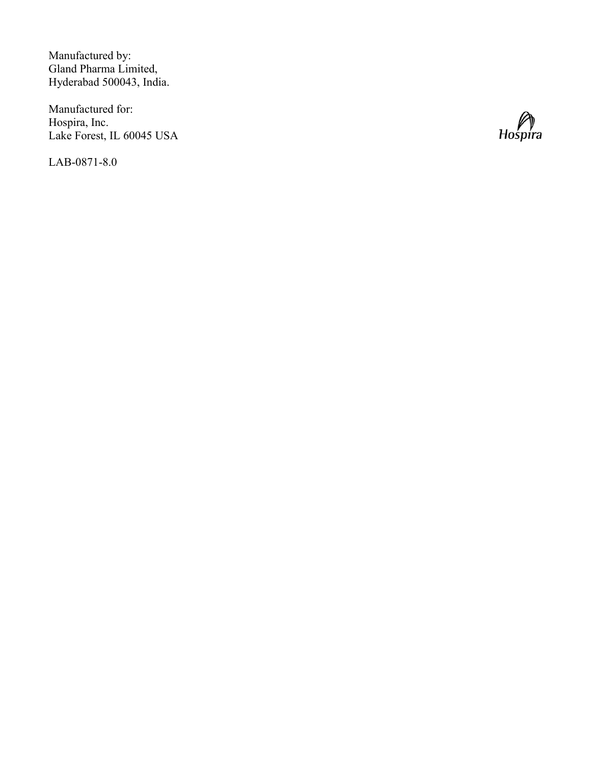Manufactured by:
Gland Pharma Limited,
Hyderabad 500043, India.

Manufactured for:
Hospira, Inc.
Lake Forest, IL 60045 USA

Hospira

LAB-0871-8.0